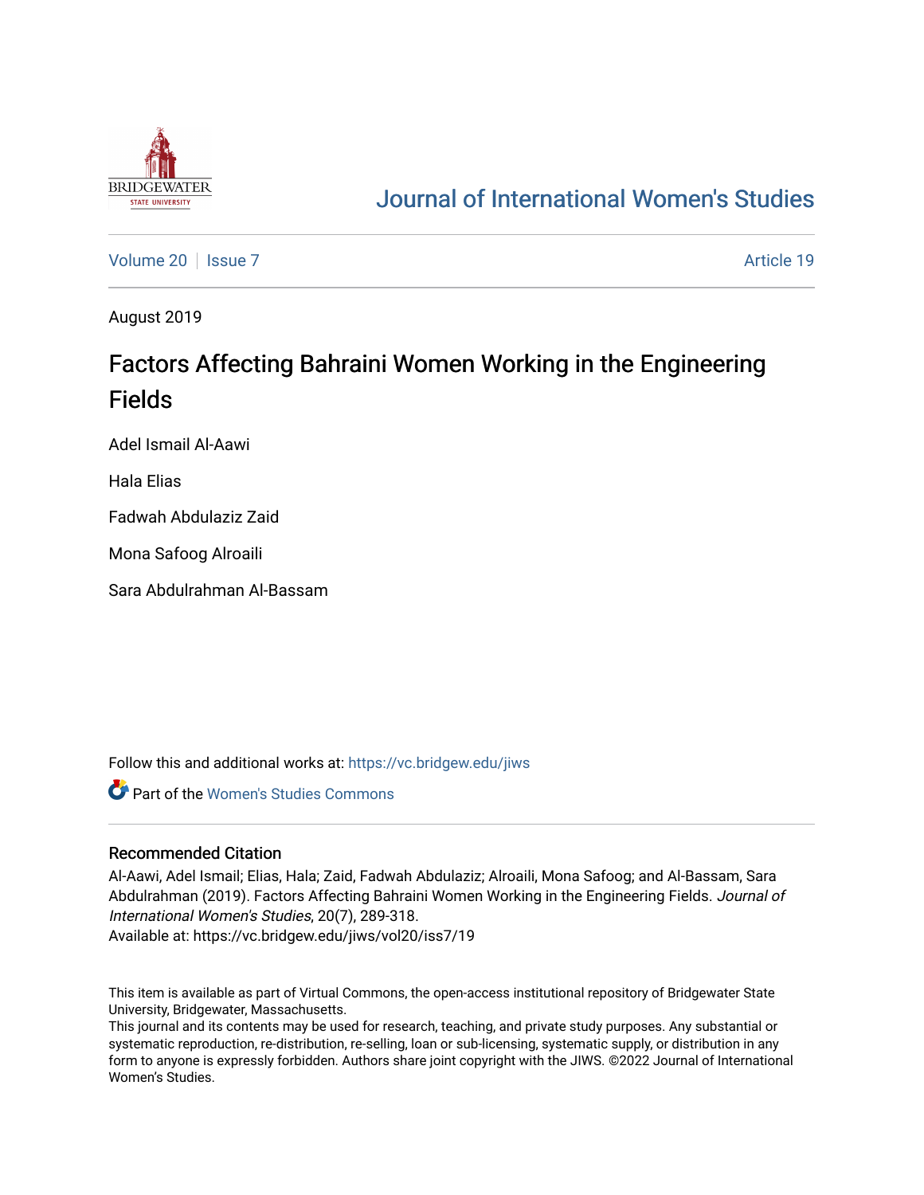# Journal of International Women's Studies

Volume 20 | Issue 7 Article 19

August 2019

## Factors Affecting Bahraini Women Working in the Engineering Fields

Adel Ismail Al-Aawi

Hala Elias

Fadwah Abdulaziz Zaid

Mona Safoog Alroaili

Sara Abdulrahman Al-Bassam

Follow this and additional works at: https://vc.bridgew.edu/jiws

Part of the Women's Studies Commons

### Recommended Citation

Al-Aawi, Adel Ismail; Elias, Hala; Zaid, Fadwah Abdulaziz; Alroaili, Mona Safoog; and Al-Bassam, Sara Abdulrahman (2019). Factors Affecting Bahraini Women Working in the Engineering Fields. *Journal of International Women's Studies*, 20(7), 289-318.
Available at: https://vc.bridgew.edu/jiws/vol20/iss7/19

This item is available as part of Virtual Commons, the open-access institutional repository of Bridgewater State University, Bridgewater, Massachusetts.
This journal and its contents may be used for research, teaching, and private study purposes. Any substantial or systematic reproduction, re-distribution, re-selling, loan or sub-licensing, systematic supply, or distribution in any form to anyone is expressly forbidden. Authors share joint copyright with the JIWS. ©2022 Journal of International Women's Studies.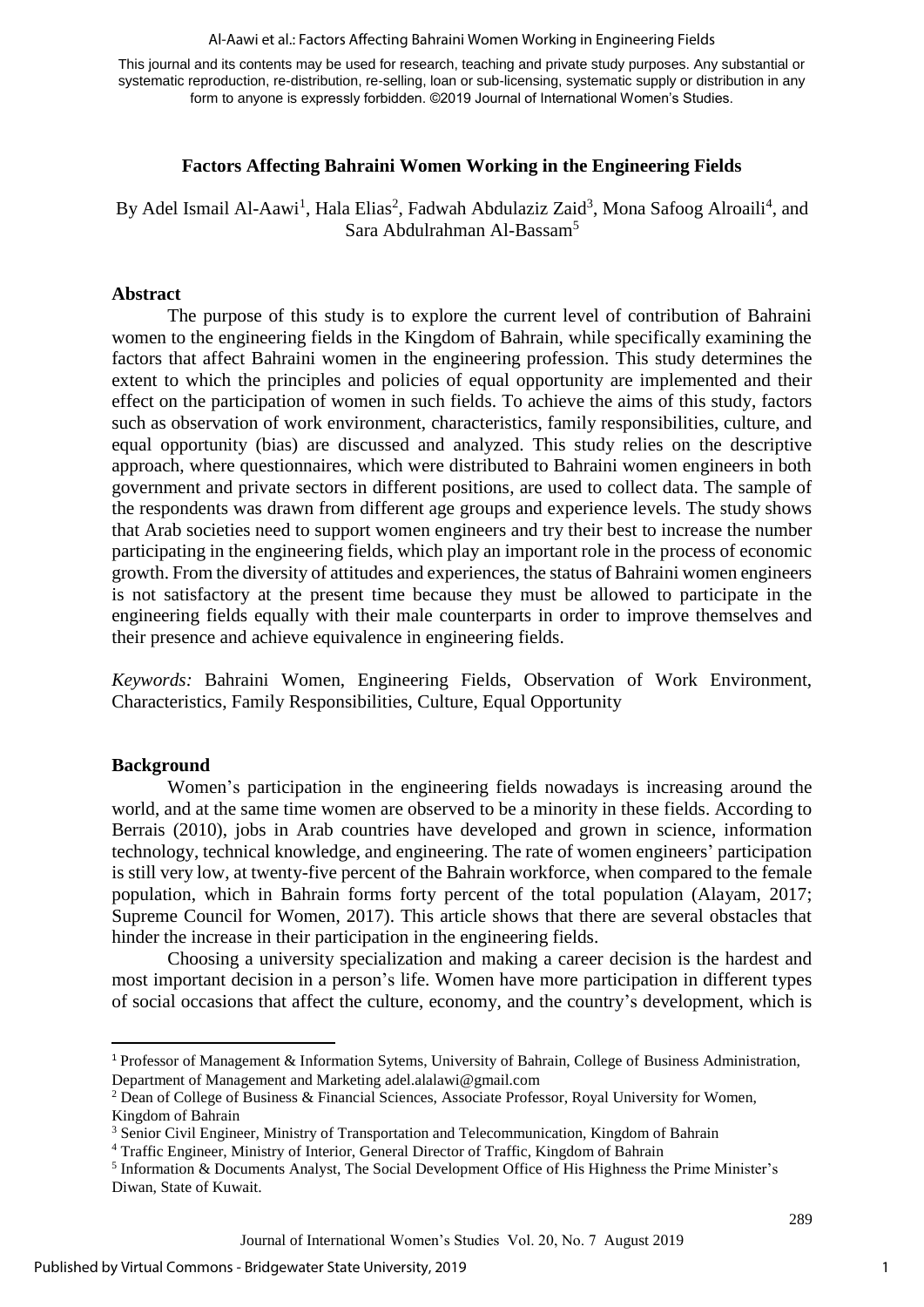This journal and its contents may be used for research, teaching and private study purposes. Any substantial or systematic reproduction, re-distribution, re-selling, loan or sub-licensing, systematic supply or distribution in any form to anyone is expressly forbidden. ©2019 Journal of International Women's Studies.

# Factors Affecting Bahraini Women Working in the Engineering Fields

By Adel Ismail Al-Aawi[1], Hala Elias[2], Fadwah Abdulaziz Zaid[3], Mona Safoog Alroaili[4], and Sara Abdulrahman Al-Bassam[5]

## Abstract

The purpose of this study is to explore the current level of contribution of Bahraini women to the engineering fields in the Kingdom of Bahrain, while specifically examining the factors that affect Bahraini women in the engineering profession. This study determines the extent to which the principles and policies of equal opportunity are implemented and their effect on the participation of women in such fields. To achieve the aims of this study, factors such as observation of work environment, characteristics, family responsibilities, culture, and equal opportunity (bias) are discussed and analyzed. This study relies on the descriptive approach, where questionnaires, which were distributed to Bahraini women engineers in both government and private sectors in different positions, are used to collect data. The sample of the respondents was drawn from different age groups and experience levels. The study shows that Arab societies need to support women engineers and try their best to increase the number participating in the engineering fields, which play an important role in the process of economic growth. From the diversity of attitudes and experiences, the status of Bahraini women engineers is not satisfactory at the present time because they must be allowed to participate in the engineering fields equally with their male counterparts in order to improve themselves and their presence and achieve equivalence in engineering fields.

*Keywords:* Bahraini Women, Engineering Fields, Observation of Work Environment, Characteristics, Family Responsibilities, Culture, Equal Opportunity

## Background

Women's participation in the engineering fields nowadays is increasing around the world, and at the same time women are observed to be a minority in these fields. According to Berrais (2010), jobs in Arab countries have developed and grown in science, information technology, technical knowledge, and engineering. The rate of women engineers' participation is still very low, at twenty-five percent of the Bahrain workforce, when compared to the female population, which in Bahrain forms forty percent of the total population (Alayam, 2017; Supreme Council for Women, 2017). This article shows that there are several obstacles that hinder the increase in their participation in the engineering fields.

Choosing a university specialization and making a career decision is the hardest and most important decision in a person's life. Women have more participation in different types of social occasions that affect the culture, economy, and the country's development, which is

---

[1] Professor of Management & Information Sytems, University of Bahrain, College of Business Administration, Department of Management and Marketing adel.alalawi@gmail.com

[2] Dean of College of Business & Financial Sciences, Associate Professor, Royal University for Women, Kingdom of Bahrain

[3] Senior Civil Engineer, Ministry of Transportation and Telecommunication, Kingdom of Bahrain

[4] Traffic Engineer, Ministry of Interior, General Director of Traffic, Kingdom of Bahrain

[5] Information & Documents Analyst, The Social Development Office of His Highness the Prime Minister's Diwan, State of Kuwait.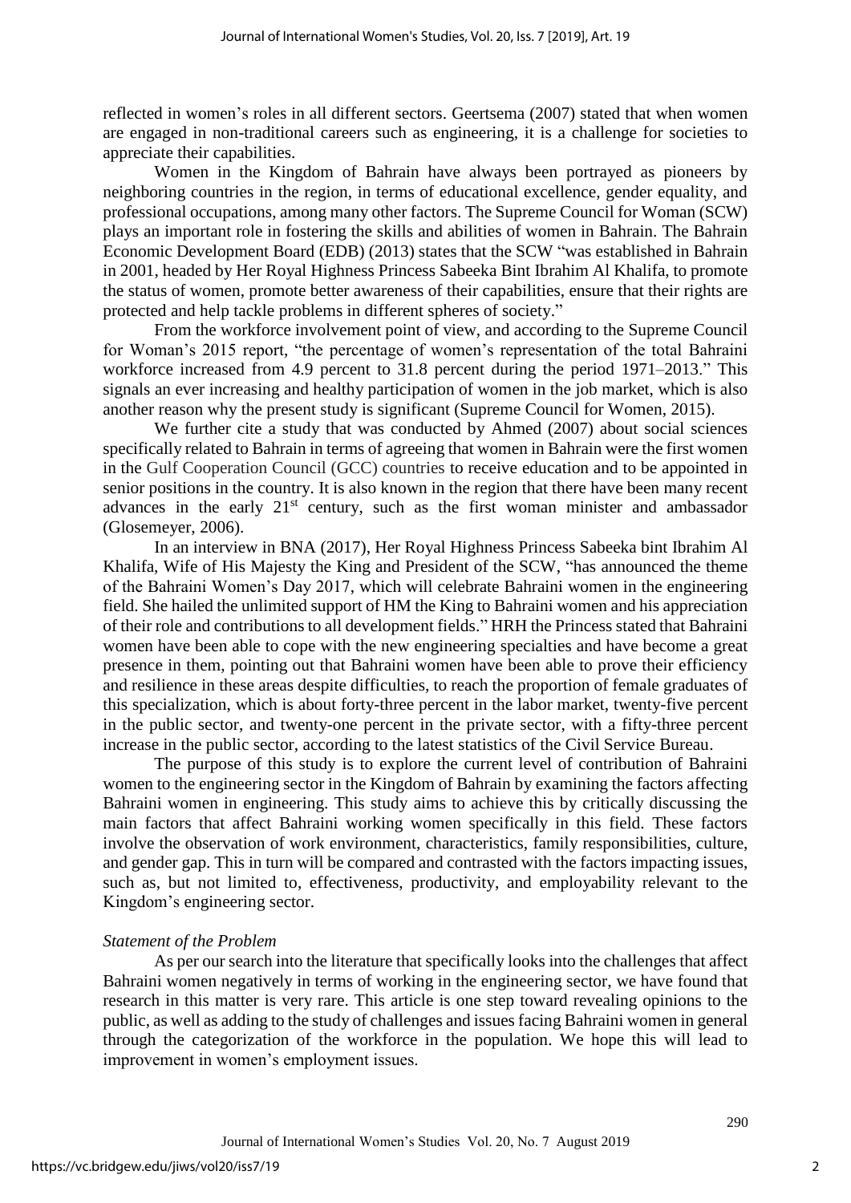reflected in women's roles in all different sectors. Geertsema (2007) stated that when women are engaged in non-traditional careers such as engineering, it is a challenge for societies to appreciate their capabilities.

Women in the Kingdom of Bahrain have always been portrayed as pioneers by neighboring countries in the region, in terms of educational excellence, gender equality, and professional occupations, among many other factors. The Supreme Council for Woman (SCW) plays an important role in fostering the skills and abilities of women in Bahrain. The Bahrain Economic Development Board (EDB) (2013) states that the SCW "was established in Bahrain in 2001, headed by Her Royal Highness Princess Sabeeka Bint Ibrahim Al Khalifa, to promote the status of women, promote better awareness of their capabilities, ensure that their rights are protected and help tackle problems in different spheres of society."

From the workforce involvement point of view, and according to the Supreme Council for Woman's 2015 report, "the percentage of women's representation of the total Bahraini workforce increased from 4.9 percent to 31.8 percent during the period 1971–2013." This signals an ever increasing and healthy participation of women in the job market, which is also another reason why the present study is significant (Supreme Council for Women, 2015).

We further cite a study that was conducted by Ahmed (2007) about social sciences specifically related to Bahrain in terms of agreeing that women in Bahrain were the first women in the Gulf Cooperation Council (GCC) countries to receive education and to be appointed in senior positions in the country. It is also known in the region that there have been many recent advances in the early 21st century, such as the first woman minister and ambassador (Glosemeyer, 2006).

In an interview in BNA (2017), Her Royal Highness Princess Sabeeka bint Ibrahim Al Khalifa, Wife of His Majesty the King and President of the SCW, "has announced the theme of the Bahraini Women's Day 2017, which will celebrate Bahraini women in the engineering field. She hailed the unlimited support of HM the King to Bahraini women and his appreciation of their role and contributions to all development fields." HRH the Princess stated that Bahraini women have been able to cope with the new engineering specialties and have become a great presence in them, pointing out that Bahraini women have been able to prove their efficiency and resilience in these areas despite difficulties, to reach the proportion of female graduates of this specialization, which is about forty-three percent in the labor market, twenty-five percent in the public sector, and twenty-one percent in the private sector, with a fifty-three percent increase in the public sector, according to the latest statistics of the Civil Service Bureau.

The purpose of this study is to explore the current level of contribution of Bahraini women to the engineering sector in the Kingdom of Bahrain by examining the factors affecting Bahraini women in engineering. This study aims to achieve this by critically discussing the main factors that affect Bahraini working women specifically in this field. These factors involve the observation of work environment, characteristics, family responsibilities, culture, and gender gap. This in turn will be compared and contrasted with the factors impacting issues, such as, but not limited to, effectiveness, productivity, and employability relevant to the Kingdom's engineering sector.

*Statement of the Problem*

As per our search into the literature that specifically looks into the challenges that affect Bahraini women negatively in terms of working in the engineering sector, we have found that research in this matter is very rare. This article is one step toward revealing opinions to the public, as well as adding to the study of challenges and issues facing Bahraini women in general through the categorization of the workforce in the population. We hope this will lead to improvement in women's employment issues.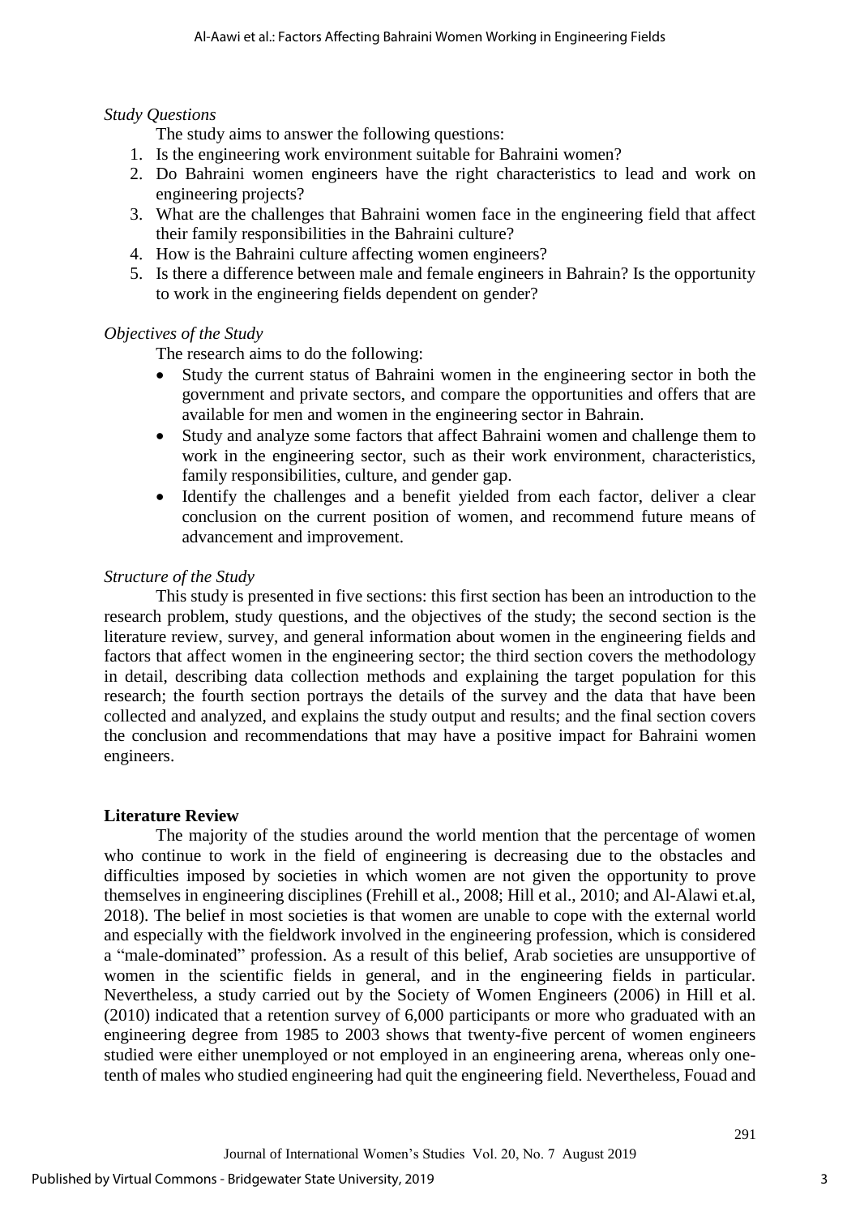*Study Questions*

The study aims to answer the following questions:

1. Is the engineering work environment suitable for Bahraini women?
2. Do Bahraini women engineers have the right characteristics to lead and work on engineering projects?
3. What are the challenges that Bahraini women face in the engineering field that affect their family responsibilities in the Bahraini culture?
4. How is the Bahraini culture affecting women engineers?
5. Is there a difference between male and female engineers in Bahrain? Is the opportunity to work in the engineering fields dependent on gender?

*Objectives of the Study*

The research aims to do the following:

- Study the current status of Bahraini women in the engineering sector in both the government and private sectors, and compare the opportunities and offers that are available for men and women in the engineering sector in Bahrain.
- Study and analyze some factors that affect Bahraini women and challenge them to work in the engineering sector, such as their work environment, characteristics, family responsibilities, culture, and gender gap.
- Identify the challenges and a benefit yielded from each factor, deliver a clear conclusion on the current position of women, and recommend future means of advancement and improvement.

*Structure of the Study*

This study is presented in five sections: this first section has been an introduction to the research problem, study questions, and the objectives of the study; the second section is the literature review, survey, and general information about women in the engineering fields and factors that affect women in the engineering sector; the third section covers the methodology in detail, describing data collection methods and explaining the target population for this research; the fourth section portrays the details of the survey and the data that have been collected and analyzed, and explains the study output and results; and the final section covers the conclusion and recommendations that may have a positive impact for Bahraini women engineers.

## Literature Review

The majority of the studies around the world mention that the percentage of women who continue to work in the field of engineering is decreasing due to the obstacles and difficulties imposed by societies in which women are not given the opportunity to prove themselves in engineering disciplines (Frehill et al., 2008; Hill et al., 2010; and Al-Alawi et.al, 2018). The belief in most societies is that women are unable to cope with the external world and especially with the fieldwork involved in the engineering profession, which is considered a "male-dominated" profession. As a result of this belief, Arab societies are unsupportive of women in the scientific fields in general, and in the engineering fields in particular. Nevertheless, a study carried out by the Society of Women Engineers (2006) in Hill et al. (2010) indicated that a retention survey of 6,000 participants or more who graduated with an engineering degree from 1985 to 2003 shows that twenty-five percent of women engineers studied were either unemployed or not employed in an engineering arena, whereas only one-tenth of males who studied engineering had quit the engineering field. Nevertheless, Fouad and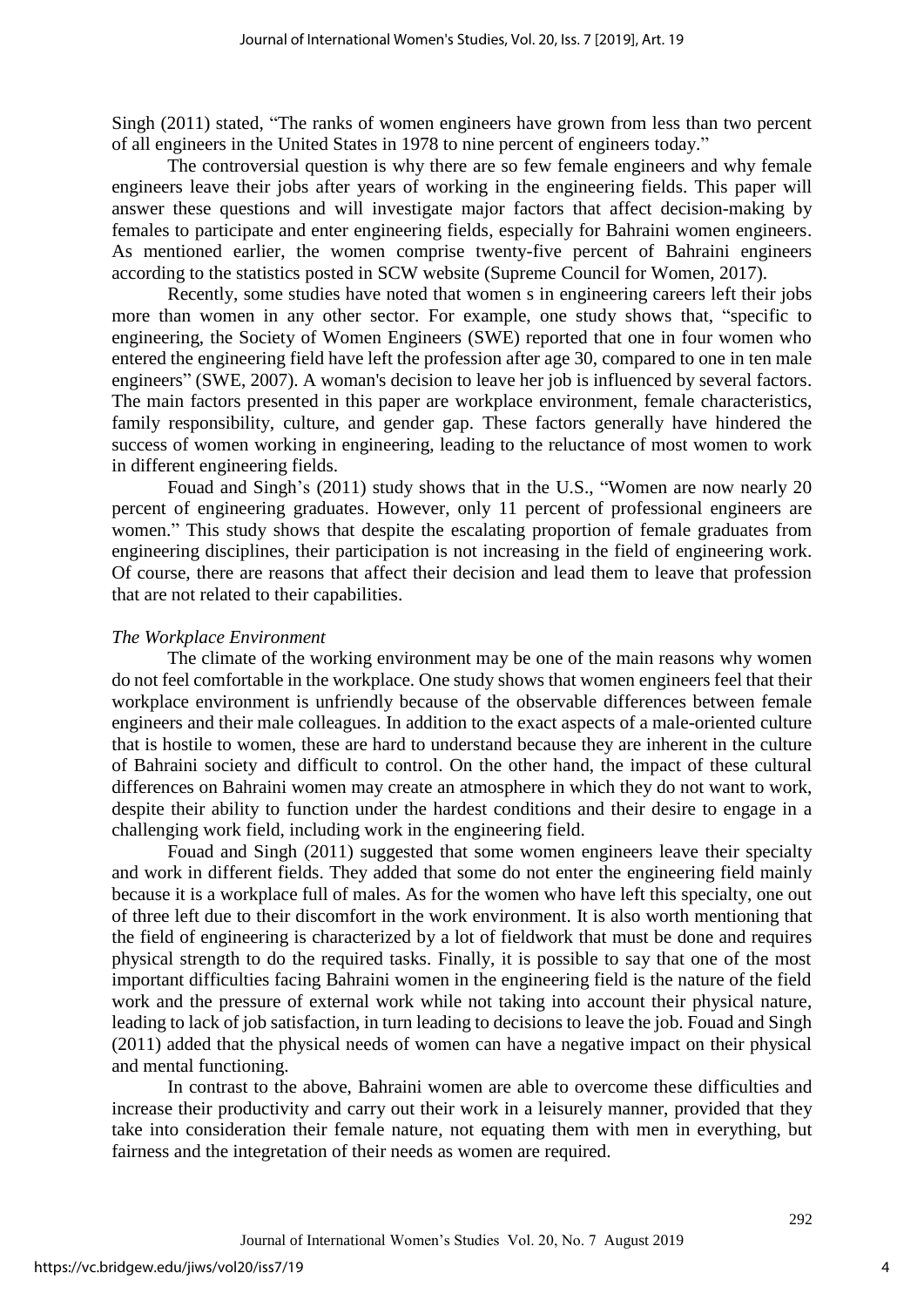Singh (2011) stated, "The ranks of women engineers have grown from less than two percent of all engineers in the United States in 1978 to nine percent of engineers today."

The controversial question is why there are so few female engineers and why female engineers leave their jobs after years of working in the engineering fields. This paper will answer these questions and will investigate major factors that affect decision-making by females to participate and enter engineering fields, especially for Bahraini women engineers. As mentioned earlier, the women comprise twenty-five percent of Bahraini engineers according to the statistics posted in SCW website (Supreme Council for Women, 2017).

Recently, some studies have noted that women s in engineering careers left their jobs more than women in any other sector. For example, one study shows that, "specific to engineering, the Society of Women Engineers (SWE) reported that one in four women who entered the engineering field have left the profession after age 30, compared to one in ten male engineers" (SWE, 2007). A woman's decision to leave her job is influenced by several factors. The main factors presented in this paper are workplace environment, female characteristics, family responsibility, culture, and gender gap. These factors generally have hindered the success of women working in engineering, leading to the reluctance of most women to work in different engineering fields.

Fouad and Singh's (2011) study shows that in the U.S., "Women are now nearly 20 percent of engineering graduates. However, only 11 percent of professional engineers are women." This study shows that despite the escalating proportion of female graduates from engineering disciplines, their participation is not increasing in the field of engineering work. Of course, there are reasons that affect their decision and lead them to leave that profession that are not related to their capabilities.

*The Workplace Environment*

The climate of the working environment may be one of the main reasons why women do not feel comfortable in the workplace. One study shows that women engineers feel that their workplace environment is unfriendly because of the observable differences between female engineers and their male colleagues. In addition to the exact aspects of a male-oriented culture that is hostile to women, these are hard to understand because they are inherent in the culture of Bahraini society and difficult to control. On the other hand, the impact of these cultural differences on Bahraini women may create an atmosphere in which they do not want to work, despite their ability to function under the hardest conditions and their desire to engage in a challenging work field, including work in the engineering field.

Fouad and Singh (2011) suggested that some women engineers leave their specialty and work in different fields. They added that some do not enter the engineering field mainly because it is a workplace full of males. As for the women who have left this specialty, one out of three left due to their discomfort in the work environment. It is also worth mentioning that the field of engineering is characterized by a lot of fieldwork that must be done and requires physical strength to do the required tasks. Finally, it is possible to say that one of the most important difficulties facing Bahraini women in the engineering field is the nature of the field work and the pressure of external work while not taking into account their physical nature, leading to lack of job satisfaction, in turn leading to decisions to leave the job. Fouad and Singh (2011) added that the physical needs of women can have a negative impact on their physical and mental functioning.

In contrast to the above, Bahraini women are able to overcome these difficulties and increase their productivity and carry out their work in a leisurely manner, provided that they take into consideration their female nature, not equating them with men in everything, but fairness and the integretation of their needs as women are required.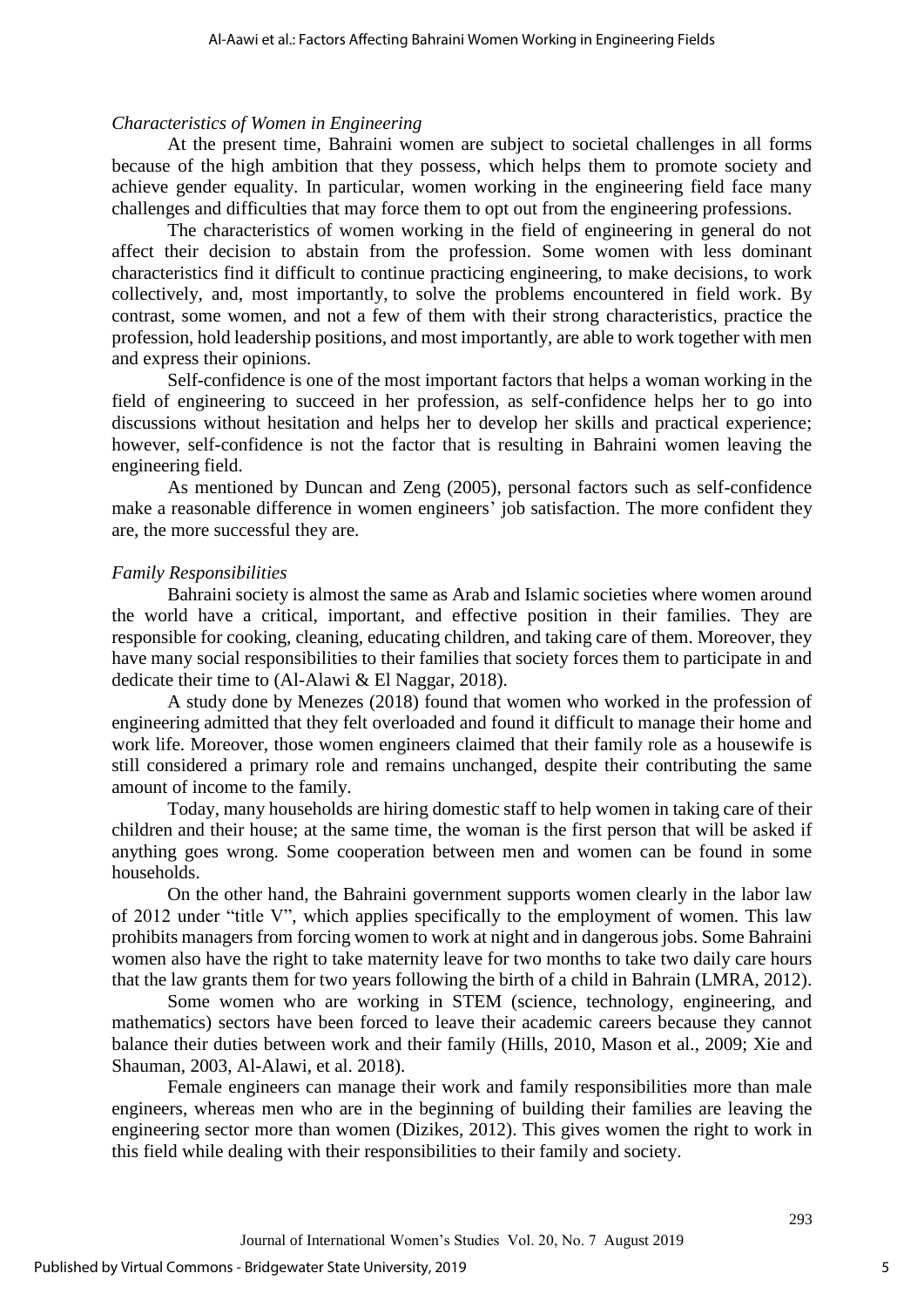### *Characteristics of Women in Engineering*

At the present time, Bahraini women are subject to societal challenges in all forms because of the high ambition that they possess, which helps them to promote society and achieve gender equality. In particular, women working in the engineering field face many challenges and difficulties that may force them to opt out from the engineering professions.

The characteristics of women working in the field of engineering in general do not affect their decision to abstain from the profession. Some women with less dominant characteristics find it difficult to continue practicing engineering, to make decisions, to work collectively, and, most importantly, to solve the problems encountered in field work. By contrast, some women, and not a few of them with their strong characteristics, practice the profession, hold leadership positions, and most importantly, are able to work together with men and express their opinions.

Self-confidence is one of the most important factors that helps a woman working in the field of engineering to succeed in her profession, as self-confidence helps her to go into discussions without hesitation and helps her to develop her skills and practical experience; however, self-confidence is not the factor that is resulting in Bahraini women leaving the engineering field.

As mentioned by Duncan and Zeng (2005), personal factors such as self-confidence make a reasonable difference in women engineers' job satisfaction. The more confident they are, the more successful they are.

### *Family Responsibilities*

Bahraini society is almost the same as Arab and Islamic societies where women around the world have a critical, important, and effective position in their families. They are responsible for cooking, cleaning, educating children, and taking care of them. Moreover, they have many social responsibilities to their families that society forces them to participate in and dedicate their time to (Al-Alawi & El Naggar, 2018).

A study done by Menezes (2018) found that women who worked in the profession of engineering admitted that they felt overloaded and found it difficult to manage their home and work life. Moreover, those women engineers claimed that their family role as a housewife is still considered a primary role and remains unchanged, despite their contributing the same amount of income to the family.

Today, many households are hiring domestic staff to help women in taking care of their children and their house; at the same time, the woman is the first person that will be asked if anything goes wrong. Some cooperation between men and women can be found in some households.

On the other hand, the Bahraini government supports women clearly in the labor law of 2012 under "title V", which applies specifically to the employment of women. This law prohibits managers from forcing women to work at night and in dangerous jobs. Some Bahraini women also have the right to take maternity leave for two months to take two daily care hours that the law grants them for two years following the birth of a child in Bahrain (LMRA, 2012).

Some women who are working in STEM (science, technology, engineering, and mathematics) sectors have been forced to leave their academic careers because they cannot balance their duties between work and their family (Hills, 2010, Mason et al., 2009; Xie and Shauman, 2003, Al-Alawi, et al. 2018).

Female engineers can manage their work and family responsibilities more than male engineers, whereas men who are in the beginning of building their families are leaving the engineering sector more than women (Dizikes, 2012). This gives women the right to work in this field while dealing with their responsibilities to their family and society.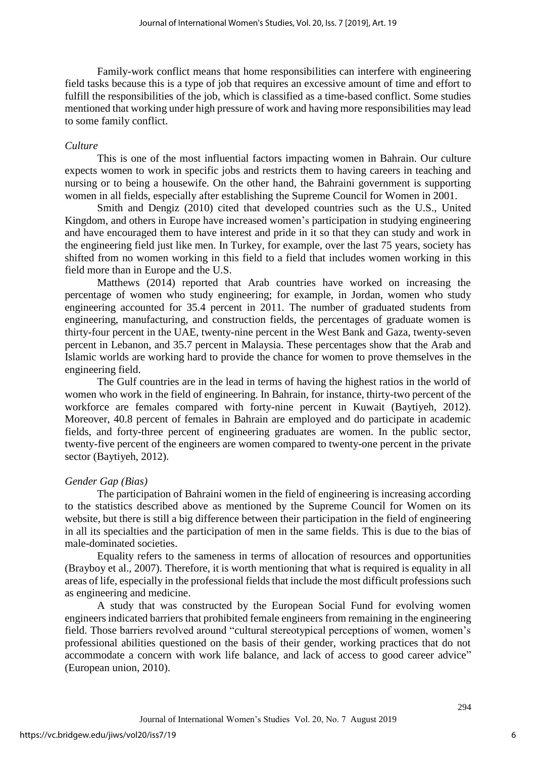Family-work conflict means that home responsibilities can interfere with engineering field tasks because this is a type of job that requires an excessive amount of time and effort to fulfill the responsibilities of the job, which is classified as a time-based conflict. Some studies mentioned that working under high pressure of work and having more responsibilities may lead to some family conflict.

*Culture*

This is one of the most influential factors impacting women in Bahrain. Our culture expects women to work in specific jobs and restricts them to having careers in teaching and nursing or to being a housewife. On the other hand, the Bahraini government is supporting women in all fields, especially after establishing the Supreme Council for Women in 2001.

Smith and Dengiz (2010) cited that developed countries such as the U.S., United Kingdom, and others in Europe have increased women's participation in studying engineering and have encouraged them to have interest and pride in it so that they can study and work in the engineering field just like men. In Turkey, for example, over the last 75 years, society has shifted from no women working in this field to a field that includes women working in this field more than in Europe and the U.S.

Matthews (2014) reported that Arab countries have worked on increasing the percentage of women who study engineering; for example, in Jordan, women who study engineering accounted for 35.4 percent in 2011. The number of graduated students from engineering, manufacturing, and construction fields, the percentages of graduate women is thirty-four percent in the UAE, twenty-nine percent in the West Bank and Gaza, twenty-seven percent in Lebanon, and 35.7 percent in Malaysia. These percentages show that the Arab and Islamic worlds are working hard to provide the chance for women to prove themselves in the engineering field.

The Gulf countries are in the lead in terms of having the highest ratios in the world of women who work in the field of engineering. In Bahrain, for instance, thirty-two percent of the workforce are females compared with forty-nine percent in Kuwait (Baytiyeh, 2012). Moreover, 40.8 percent of females in Bahrain are employed and do participate in academic fields, and forty-three percent of engineering graduates are women. In the public sector, twenty-five percent of the engineers are women compared to twenty-one percent in the private sector (Baytiyeh, 2012).

*Gender Gap (Bias)*

The participation of Bahraini women in the field of engineering is increasing according to the statistics described above as mentioned by the Supreme Council for Women on its website, but there is still a big difference between their participation in the field of engineering in all its specialties and the participation of men in the same fields. This is due to the bias of male-dominated societies.

Equality refers to the sameness in terms of allocation of resources and opportunities (Brayboy et al., 2007). Therefore, it is worth mentioning that what is required is equality in all areas of life, especially in the professional fields that include the most difficult professions such as engineering and medicine.

A study that was constructed by the European Social Fund for evolving women engineers indicated barriers that prohibited female engineers from remaining in the engineering field. Those barriers revolved around "cultural stereotypical perceptions of women, women's professional abilities questioned on the basis of their gender, working practices that do not accommodate a concern with work life balance, and lack of access to good career advice" (European union, 2010).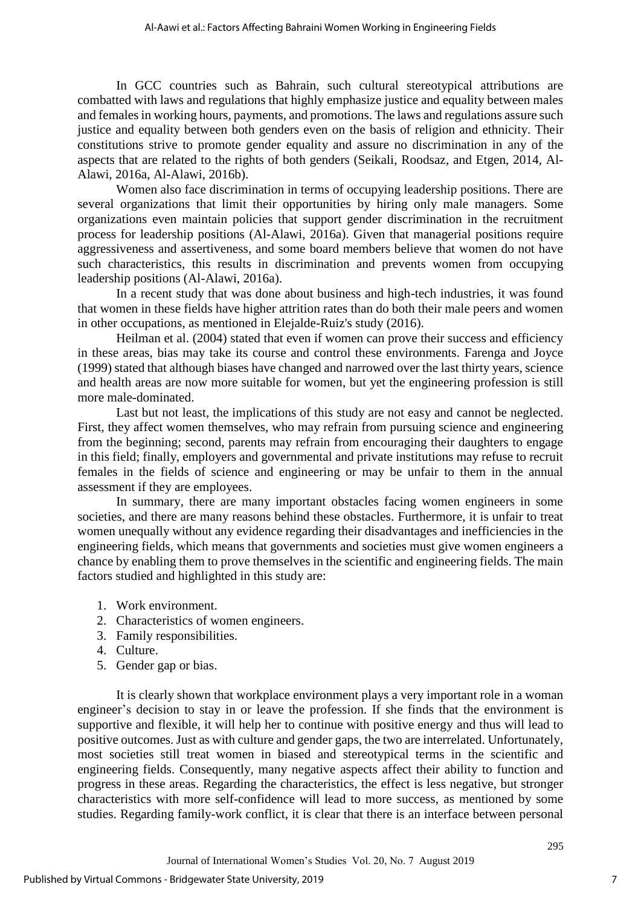In GCC countries such as Bahrain, such cultural stereotypical attributions are combatted with laws and regulations that highly emphasize justice and equality between males and females in working hours, payments, and promotions. The laws and regulations assure such justice and equality between both genders even on the basis of religion and ethnicity. Their constitutions strive to promote gender equality and assure no discrimination in any of the aspects that are related to the rights of both genders (Seikali, Roodsaz, and Etgen, 2014, Al-Alawi, 2016a, Al-Alawi, 2016b).

Women also face discrimination in terms of occupying leadership positions. There are several organizations that limit their opportunities by hiring only male managers. Some organizations even maintain policies that support gender discrimination in the recruitment process for leadership positions (Al-Alawi, 2016a). Given that managerial positions require aggressiveness and assertiveness, and some board members believe that women do not have such characteristics, this results in discrimination and prevents women from occupying leadership positions (Al-Alawi, 2016a).

In a recent study that was done about business and high-tech industries, it was found that women in these fields have higher attrition rates than do both their male peers and women in other occupations, as mentioned in Elejalde-Ruiz's study (2016).

Heilman et al. (2004) stated that even if women can prove their success and efficiency in these areas, bias may take its course and control these environments. Farenga and Joyce (1999) stated that although biases have changed and narrowed over the last thirty years, science and health areas are now more suitable for women, but yet the engineering profession is still more male-dominated.

Last but not least, the implications of this study are not easy and cannot be neglected. First, they affect women themselves, who may refrain from pursuing science and engineering from the beginning; second, parents may refrain from encouraging their daughters to engage in this field; finally, employers and governmental and private institutions may refuse to recruit females in the fields of science and engineering or may be unfair to them in the annual assessment if they are employees.

In summary, there are many important obstacles facing women engineers in some societies, and there are many reasons behind these obstacles. Furthermore, it is unfair to treat women unequally without any evidence regarding their disadvantages and inefficiencies in the engineering fields, which means that governments and societies must give women engineers a chance by enabling them to prove themselves in the scientific and engineering fields. The main factors studied and highlighted in this study are:

1. Work environment.
2. Characteristics of women engineers.
3. Family responsibilities.
4. Culture.
5. Gender gap or bias.

It is clearly shown that workplace environment plays a very important role in a woman engineer's decision to stay in or leave the profession. If she finds that the environment is supportive and flexible, it will help her to continue with positive energy and thus will lead to positive outcomes. Just as with culture and gender gaps, the two are interrelated. Unfortunately, most societies still treat women in biased and stereotypical terms in the scientific and engineering fields. Consequently, many negative aspects affect their ability to function and progress in these areas. Regarding the characteristics, the effect is less negative, but stronger characteristics with more self-confidence will lead to more success, as mentioned by some studies. Regarding family-work conflict, it is clear that there is an interface between personal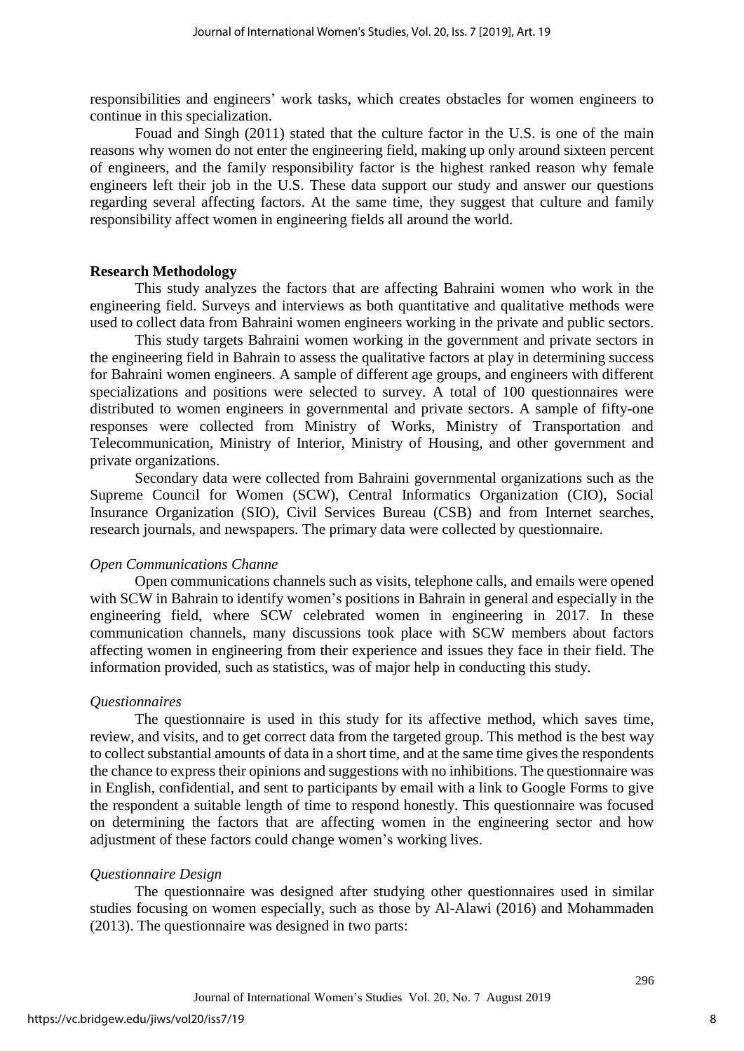responsibilities and engineers' work tasks, which creates obstacles for women engineers to continue in this specialization.

Fouad and Singh (2011) stated that the culture factor in the U.S. is one of the main reasons why women do not enter the engineering field, making up only around sixteen percent of engineers, and the family responsibility factor is the highest ranked reason why female engineers left their job in the U.S. These data support our study and answer our questions regarding several affecting factors. At the same time, they suggest that culture and family responsibility affect women in engineering fields all around the world.

## Research Methodology

This study analyzes the factors that are affecting Bahraini women who work in the engineering field. Surveys and interviews as both quantitative and qualitative methods were used to collect data from Bahraini women engineers working in the private and public sectors.

This study targets Bahraini women working in the government and private sectors in the engineering field in Bahrain to assess the qualitative factors at play in determining success for Bahraini women engineers. A sample of different age groups, and engineers with different specializations and positions were selected to survey. A total of 100 questionnaires were distributed to women engineers in governmental and private sectors. A sample of fifty-one responses were collected from Ministry of Works, Ministry of Transportation and Telecommunication, Ministry of Interior, Ministry of Housing, and other government and private organizations.

Secondary data were collected from Bahraini governmental organizations such as the Supreme Council for Women (SCW), Central Informatics Organization (CIO), Social Insurance Organization (SIO), Civil Services Bureau (CSB) and from Internet searches, research journals, and newspapers. The primary data were collected by questionnaire.

### *Open Communications Channe*

Open communications channels such as visits, telephone calls, and emails were opened with SCW in Bahrain to identify women's positions in Bahrain in general and especially in the engineering field, where SCW celebrated women in engineering in 2017. In these communication channels, many discussions took place with SCW members about factors affecting women in engineering from their experience and issues they face in their field. The information provided, such as statistics, was of major help in conducting this study.

### *Questionnaires*

The questionnaire is used in this study for its affective method, which saves time, review, and visits, and to get correct data from the targeted group. This method is the best way to collect substantial amounts of data in a short time, and at the same time gives the respondents the chance to express their opinions and suggestions with no inhibitions. The questionnaire was in English, confidential, and sent to participants by email with a link to Google Forms to give the respondent a suitable length of time to respond honestly. This questionnaire was focused on determining the factors that are affecting women in the engineering sector and how adjustment of these factors could change women's working lives.

### *Questionnaire Design*

The questionnaire was designed after studying other questionnaires used in similar studies focusing on women especially, such as those by Al-Alawi (2016) and Mohammaden (2013). The questionnaire was designed in two parts: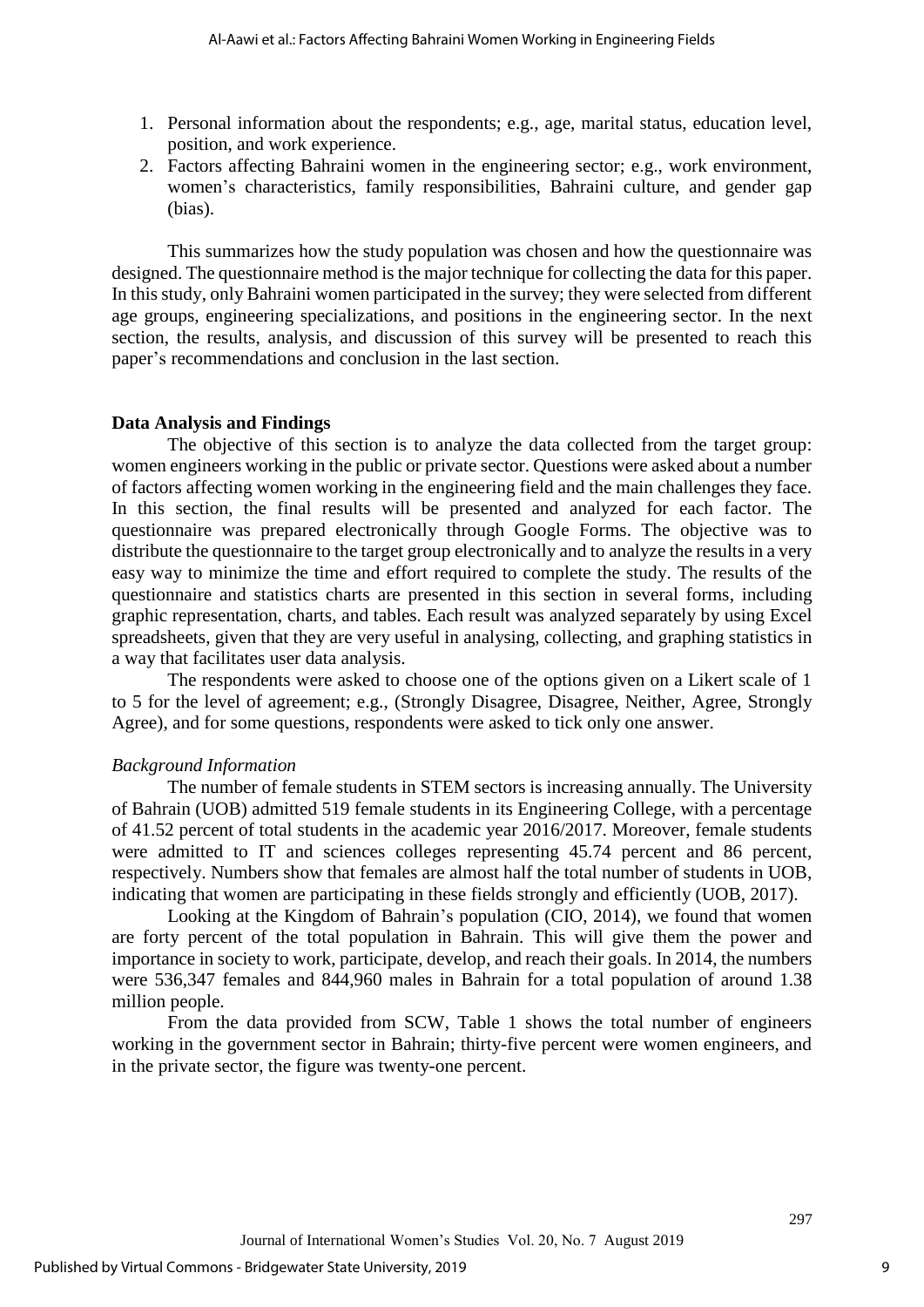1. Personal information about the respondents; e.g., age, marital status, education level, position, and work experience.
2. Factors affecting Bahraini women in the engineering sector; e.g., work environment, women's characteristics, family responsibilities, Bahraini culture, and gender gap (bias).

This summarizes how the study population was chosen and how the questionnaire was designed. The questionnaire method is the major technique for collecting the data for this paper. In this study, only Bahraini women participated in the survey; they were selected from different age groups, engineering specializations, and positions in the engineering sector. In the next section, the results, analysis, and discussion of this survey will be presented to reach this paper's recommendations and conclusion in the last section.

**Data Analysis and Findings**

The objective of this section is to analyze the data collected from the target group: women engineers working in the public or private sector. Questions were asked about a number of factors affecting women working in the engineering field and the main challenges they face. In this section, the final results will be presented and analyzed for each factor. The questionnaire was prepared electronically through Google Forms. The objective was to distribute the questionnaire to the target group electronically and to analyze the results in a very easy way to minimize the time and effort required to complete the study. The results of the questionnaire and statistics charts are presented in this section in several forms, including graphic representation, charts, and tables. Each result was analyzed separately by using Excel spreadsheets, given that they are very useful in analysing, collecting, and graphing statistics in a way that facilitates user data analysis.

The respondents were asked to choose one of the options given on a Likert scale of 1 to 5 for the level of agreement; e.g., (Strongly Disagree, Disagree, Neither, Agree, Strongly Agree), and for some questions, respondents were asked to tick only one answer.

*Background Information*

The number of female students in STEM sectors is increasing annually. The University of Bahrain (UOB) admitted 519 female students in its Engineering College, with a percentage of 41.52 percent of total students in the academic year 2016/2017. Moreover, female students were admitted to IT and sciences colleges representing 45.74 percent and 86 percent, respectively. Numbers show that females are almost half the total number of students in UOB, indicating that women are participating in these fields strongly and efficiently (UOB, 2017).

Looking at the Kingdom of Bahrain's population (CIO, 2014), we found that women are forty percent of the total population in Bahrain. This will give them the power and importance in society to work, participate, develop, and reach their goals. In 2014, the numbers were 536,347 females and 844,960 males in Bahrain for a total population of around 1.38 million people.

From the data provided from SCW, Table 1 shows the total number of engineers working in the government sector in Bahrain; thirty-five percent were women engineers, and in the private sector, the figure was twenty-one percent.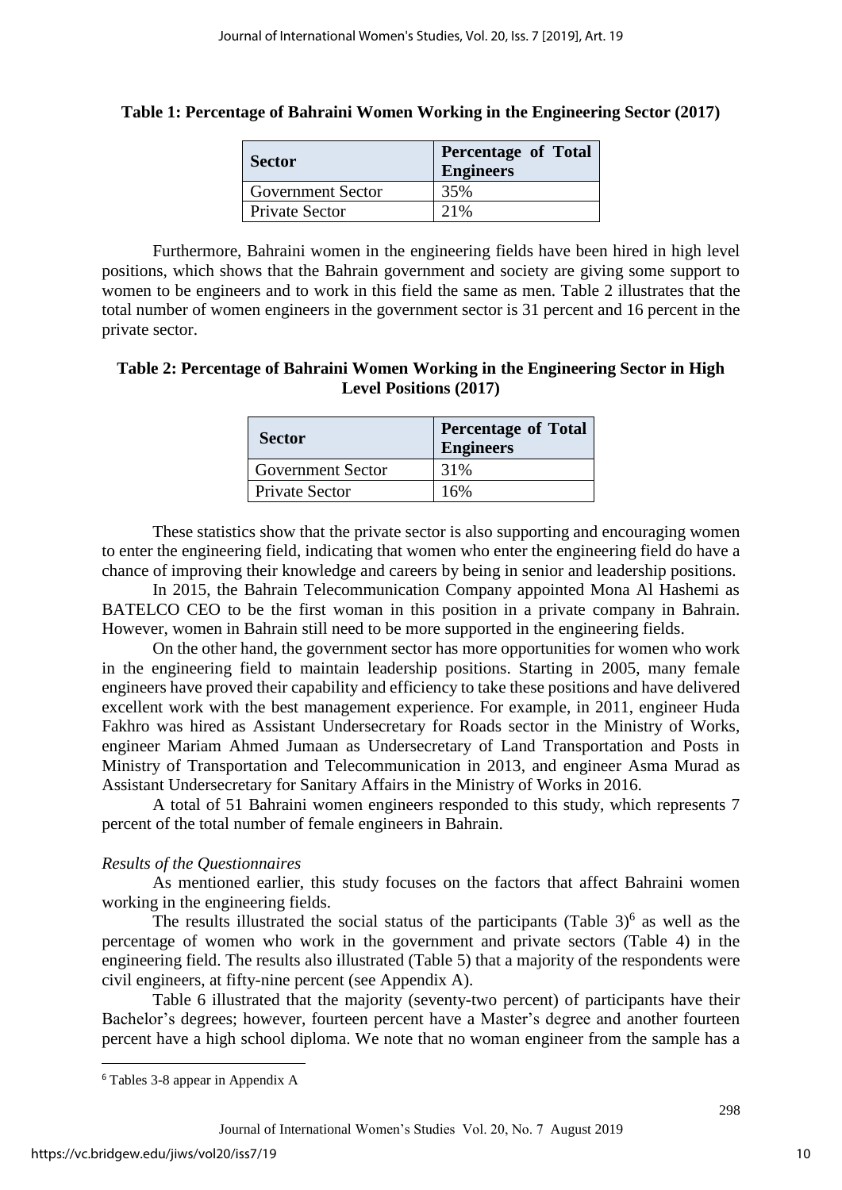**Table 1: Percentage of Bahraini Women Working in the Engineering Sector (2017)**

| Sector | Percentage of Total Engineers |
| --- | --- |
| Government Sector | 35% |
| Private Sector | 21% |

Furthermore, Bahraini women in the engineering fields have been hired in high level positions, which shows that the Bahrain government and society are giving some support to women to be engineers and to work in this field the same as men. Table 2 illustrates that the total number of women engineers in the government sector is 31 percent and 16 percent in the private sector.

**Table 2: Percentage of Bahraini Women Working in the Engineering Sector in High Level Positions (2017)**

| Sector | Percentage of Total Engineers |
| --- | --- |
| Government Sector | 31% |
| Private Sector | 16% |

These statistics show that the private sector is also supporting and encouraging women to enter the engineering field, indicating that women who enter the engineering field do have a chance of improving their knowledge and careers by being in senior and leadership positions.

In 2015, the Bahrain Telecommunication Company appointed Mona Al Hashemi as BATELCO CEO to be the first woman in this position in a private company in Bahrain. However, women in Bahrain still need to be more supported in the engineering fields.

On the other hand, the government sector has more opportunities for women who work in the engineering field to maintain leadership positions. Starting in 2005, many female engineers have proved their capability and efficiency to take these positions and have delivered excellent work with the best management experience. For example, in 2011, engineer Huda Fakhro was hired as Assistant Undersecretary for Roads sector in the Ministry of Works, engineer Mariam Ahmed Jumaan as Undersecretary of Land Transportation and Posts in Ministry of Transportation and Telecommunication in 2013, and engineer Asma Murad as Assistant Undersecretary for Sanitary Affairs in the Ministry of Works in 2016.

A total of 51 Bahraini women engineers responded to this study, which represents 7 percent of the total number of female engineers in Bahrain.

*Results of the Questionnaires*

As mentioned earlier, this study focuses on the factors that affect Bahraini women working in the engineering fields.

The results illustrated the social status of the participants (Table 3)[6] as well as the percentage of women who work in the government and private sectors (Table 4) in the engineering field. The results also illustrated (Table 5) that a majority of the respondents were civil engineers, at fifty-nine percent (see Appendix A).

Table 6 illustrated that the majority (seventy-two percent) of participants have their Bachelor's degrees; however, fourteen percent have a Master's degree and another fourteen percent have a high school diploma. We note that no woman engineer from the sample has a

[6] Tables 3-8 appear in Appendix A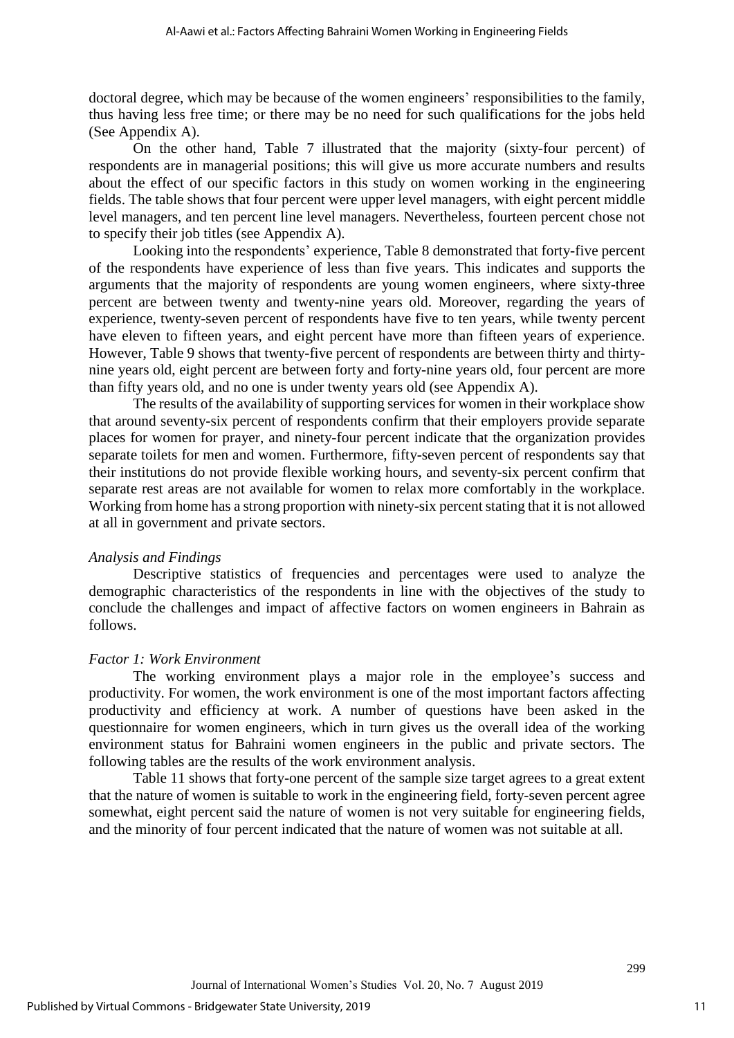doctoral degree, which may be because of the women engineers' responsibilities to the family, thus having less free time; or there may be no need for such qualifications for the jobs held (See Appendix A).

On the other hand, Table 7 illustrated that the majority (sixty-four percent) of respondents are in managerial positions; this will give us more accurate numbers and results about the effect of our specific factors in this study on women working in the engineering fields. The table shows that four percent were upper level managers, with eight percent middle level managers, and ten percent line level managers. Nevertheless, fourteen percent chose not to specify their job titles (see Appendix A).

Looking into the respondents' experience, Table 8 demonstrated that forty-five percent of the respondents have experience of less than five years. This indicates and supports the arguments that the majority of respondents are young women engineers, where sixty-three percent are between twenty and twenty-nine years old. Moreover, regarding the years of experience, twenty-seven percent of respondents have five to ten years, while twenty percent have eleven to fifteen years, and eight percent have more than fifteen years of experience. However, Table 9 shows that twenty-five percent of respondents are between thirty and thirty-nine years old, eight percent are between forty and forty-nine years old, four percent are more than fifty years old, and no one is under twenty years old (see Appendix A).

The results of the availability of supporting services for women in their workplace show that around seventy-six percent of respondents confirm that their employers provide separate places for women for prayer, and ninety-four percent indicate that the organization provides separate toilets for men and women. Furthermore, fifty-seven percent of respondents say that their institutions do not provide flexible working hours, and seventy-six percent confirm that separate rest areas are not available for women to relax more comfortably in the workplace. Working from home has a strong proportion with ninety-six percent stating that it is not allowed at all in government and private sectors.

*Analysis and Findings*

Descriptive statistics of frequencies and percentages were used to analyze the demographic characteristics of the respondents in line with the objectives of the study to conclude the challenges and impact of affective factors on women engineers in Bahrain as follows.

*Factor 1: Work Environment*

The working environment plays a major role in the employee's success and productivity. For women, the work environment is one of the most important factors affecting productivity and efficiency at work. A number of questions have been asked in the questionnaire for women engineers, which in turn gives us the overall idea of the working environment status for Bahraini women engineers in the public and private sectors. The following tables are the results of the work environment analysis.

Table 11 shows that forty-one percent of the sample size target agrees to a great extent that the nature of women is suitable to work in the engineering field, forty-seven percent agree somewhat, eight percent said the nature of women is not very suitable for engineering fields, and the minority of four percent indicated that the nature of women was not suitable at all.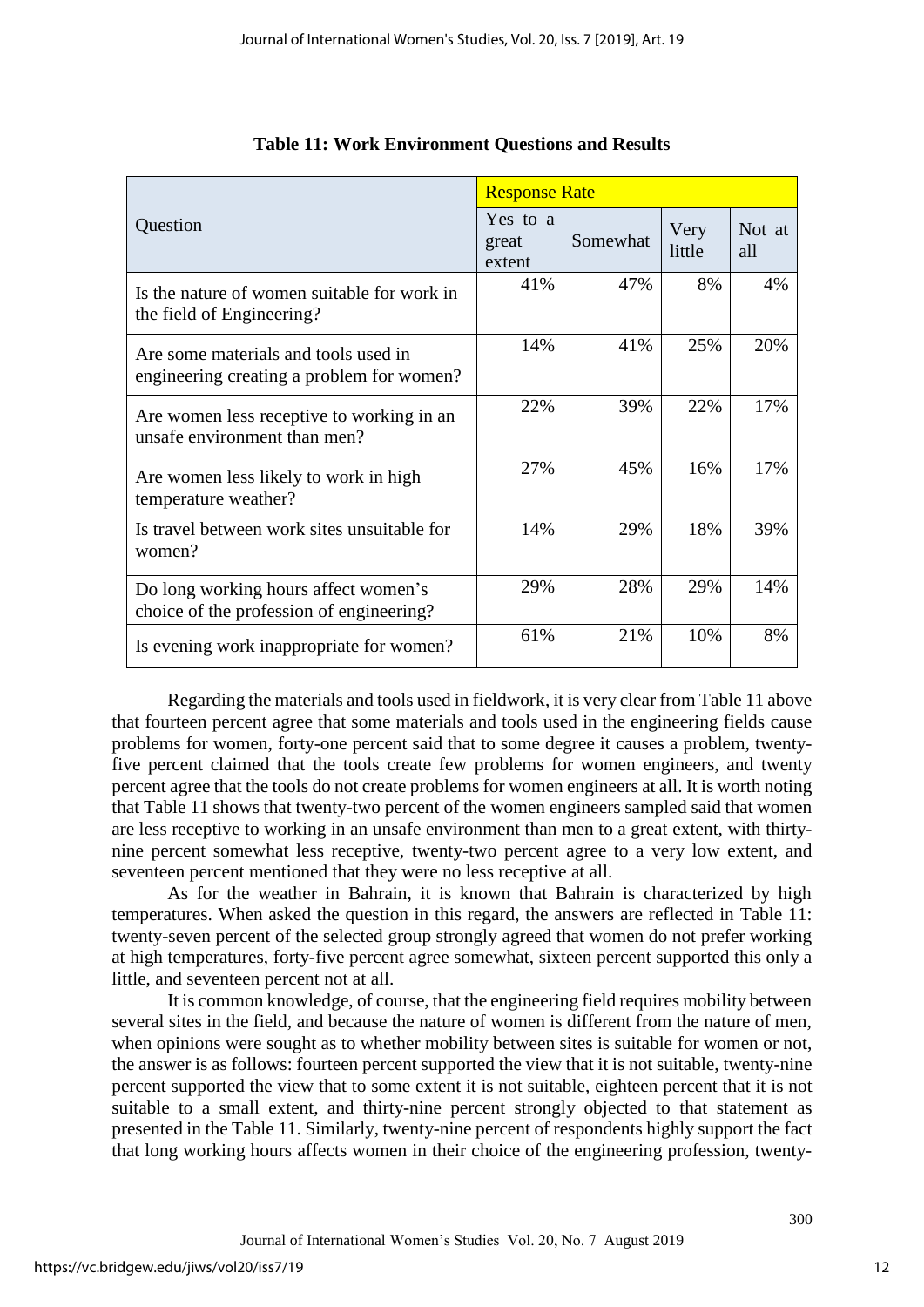**Table 11: Work Environment Questions and Results**

| Question | Response Rate | | | |
|---|---|---|---|---|
| | Yes to a great extent | Somewhat | Very little | Not at all |
| Is the nature of women suitable for work in the field of Engineering? | 41% | 47% | 8% | 4% |
| Are some materials and tools used in engineering creating a problem for women? | 14% | 41% | 25% | 20% |
| Are women less receptive to working in an unsafe environment than men? | 22% | 39% | 22% | 17% |
| Are women less likely to work in high temperature weather? | 27% | 45% | 16% | 17% |
| Is travel between work sites unsuitable for women? | 14% | 29% | 18% | 39% |
| Do long working hours affect women's choice of the profession of engineering? | 29% | 28% | 29% | 14% |
| Is evening work inappropriate for women? | 61% | 21% | 10% | 8% |

Regarding the materials and tools used in fieldwork, it is very clear from Table 11 above that fourteen percent agree that some materials and tools used in the engineering fields cause problems for women, forty-one percent said that to some degree it causes a problem, twenty-five percent claimed that the tools create few problems for women engineers, and twenty percent agree that the tools do not create problems for women engineers at all. It is worth noting that Table 11 shows that twenty-two percent of the women engineers sampled said that women are less receptive to working in an unsafe environment than men to a great extent, with thirty-nine percent somewhat less receptive, twenty-two percent agree to a very low extent, and seventeen percent mentioned that they were no less receptive at all.

As for the weather in Bahrain, it is known that Bahrain is characterized by high temperatures. When asked the question in this regard, the answers are reflected in Table 11: twenty-seven percent of the selected group strongly agreed that women do not prefer working at high temperatures, forty-five percent agree somewhat, sixteen percent supported this only a little, and seventeen percent not at all.

It is common knowledge, of course, that the engineering field requires mobility between several sites in the field, and because the nature of women is different from the nature of men, when opinions were sought as to whether mobility between sites is suitable for women or not, the answer is as follows: fourteen percent supported the view that it is not suitable, twenty-nine percent supported the view that to some extent it is not suitable, eighteen percent that it is not suitable to a small extent, and thirty-nine percent strongly objected to that statement as presented in the Table 11. Similarly, twenty-nine percent of respondents highly support the fact that long working hours affects women in their choice of the engineering profession, twenty-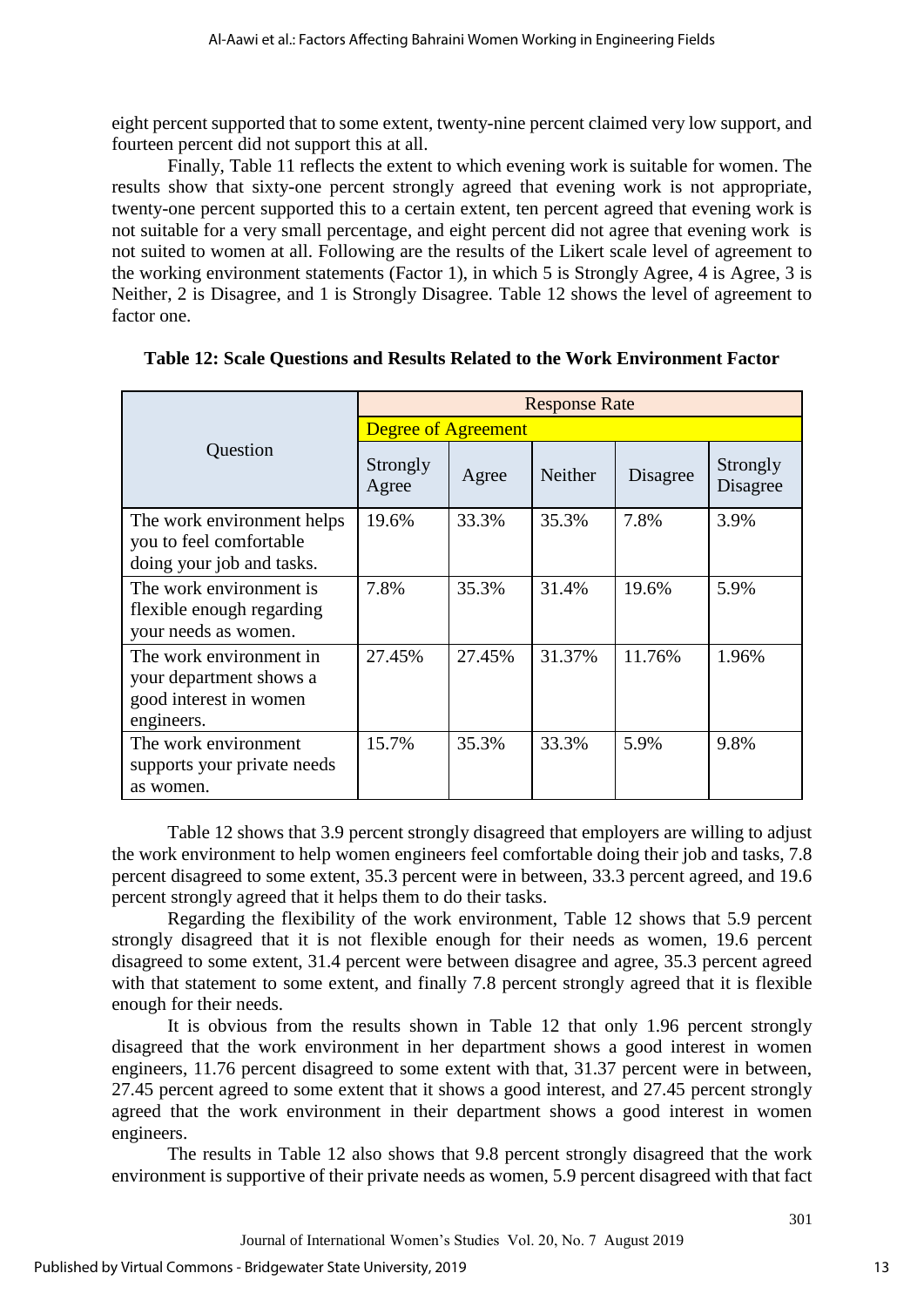eight percent supported that to some extent, twenty-nine percent claimed very low support, and fourteen percent did not support this at all.

Finally, Table 11 reflects the extent to which evening work is suitable for women. The results show that sixty-one percent strongly agreed that evening work is not appropriate, twenty-one percent supported this to a certain extent, ten percent agreed that evening work is not suitable for a very small percentage, and eight percent did not agree that evening work is not suited to women at all. Following are the results of the Likert scale level of agreement to the working environment statements (Factor 1), in which 5 is Strongly Agree, 4 is Agree, 3 is Neither, 2 is Disagree, and 1 is Strongly Disagree. Table 12 shows the level of agreement to factor one.

**Table 12: Scale Questions and Results Related to the Work Environment Factor**

| Question | Response Rate | | | | |
|---|---|---|---|---|---|
| | Degree of Agreement | | | | |
| | Strongly Agree | Agree | Neither | Disagree | Strongly Disagree |
| The work environment helps you to feel comfortable doing your job and tasks. | 19.6% | 33.3% | 35.3% | 7.8% | 3.9% |
| The work environment is flexible enough regarding your needs as women. | 7.8% | 35.3% | 31.4% | 19.6% | 5.9% |
| The work environment in your department shows a good interest in women engineers. | 27.45% | 27.45% | 31.37% | 11.76% | 1.96% |
| The work environment supports your private needs as women. | 15.7% | 35.3% | 33.3% | 5.9% | 9.8% |

Table 12 shows that 3.9 percent strongly disagreed that employers are willing to adjust the work environment to help women engineers feel comfortable doing their job and tasks, 7.8 percent disagreed to some extent, 35.3 percent were in between, 33.3 percent agreed, and 19.6 percent strongly agreed that it helps them to do their tasks.

Regarding the flexibility of the work environment, Table 12 shows that 5.9 percent strongly disagreed that it is not flexible enough for their needs as women, 19.6 percent disagreed to some extent, 31.4 percent were between disagree and agree, 35.3 percent agreed with that statement to some extent, and finally 7.8 percent strongly agreed that it is flexible enough for their needs.

It is obvious from the results shown in Table 12 that only 1.96 percent strongly disagreed that the work environment in her department shows a good interest in women engineers, 11.76 percent disagreed to some extent with that, 31.37 percent were in between, 27.45 percent agreed to some extent that it shows a good interest, and 27.45 percent strongly agreed that the work environment in their department shows a good interest in women engineers.

The results in Table 12 also shows that 9.8 percent strongly disagreed that the work environment is supportive of their private needs as women, 5.9 percent disagreed with that fact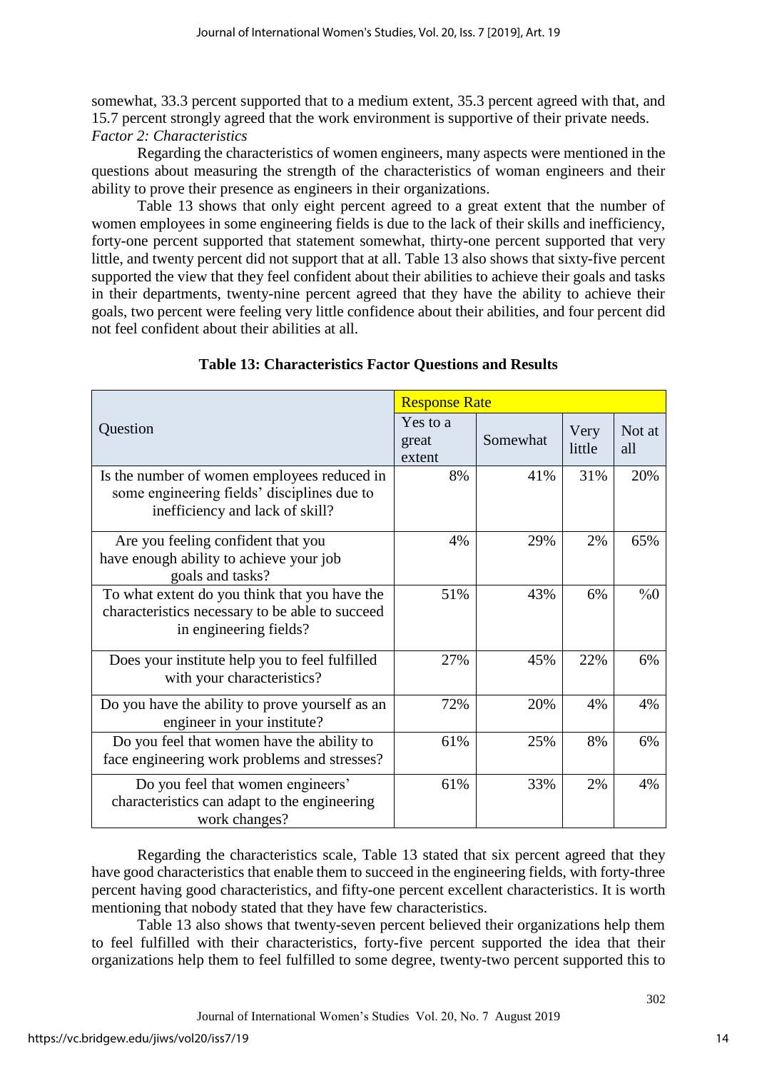somewhat, 33.3 percent supported that to a medium extent, 35.3 percent agreed with that, and 15.7 percent strongly agreed that the work environment is supportive of their private needs.

*Factor 2: Characteristics*

Regarding the characteristics of women engineers, many aspects were mentioned in the questions about measuring the strength of the characteristics of woman engineers and their ability to prove their presence as engineers in their organizations.

Table 13 shows that only eight percent agreed to a great extent that the number of women employees in some engineering fields is due to the lack of their skills and inefficiency, forty-one percent supported that statement somewhat, thirty-one percent supported that very little, and twenty percent did not support that at all. Table 13 also shows that sixty-five percent supported the view that they feel confident about their abilities to achieve their goals and tasks in their departments, twenty-nine percent agreed that they have the ability to achieve their goals, two percent were feeling very little confidence about their abilities, and four percent did not feel confident about their abilities at all.

**Table 13: Characteristics Factor Questions and Results**

| Question | Response Rate | | | |
|---|---|---|---|---|
| | Yes to a great extent | Somewhat | Very little | Not at all |
| Is the number of women employees reduced in some engineering fields' disciplines due to inefficiency and lack of skill? | 8% | 41% | 31% | 20% |
| Are you feeling confident that you have enough ability to achieve your job goals and tasks? | 4% | 29% | 2% | 65% |
| To what extent do you think that you have the characteristics necessary to be able to succeed in engineering fields? | 51% | 43% | 6% | %0 |
| Does your institute help you to feel fulfilled with your characteristics? | 27% | 45% | 22% | 6% |
| Do you have the ability to prove yourself as an engineer in your institute? | 72% | 20% | 4% | 4% |
| Do you feel that women have the ability to face engineering work problems and stresses? | 61% | 25% | 8% | 6% |
| Do you feel that women engineers' characteristics can adapt to the engineering work changes? | 61% | 33% | 2% | 4% |

Regarding the characteristics scale, Table 13 stated that six percent agreed that they have good characteristics that enable them to succeed in the engineering fields, with forty-three percent having good characteristics, and fifty-one percent excellent characteristics. It is worth mentioning that nobody stated that they have few characteristics.

Table 13 also shows that twenty-seven percent believed their organizations help them to feel fulfilled with their characteristics, forty-five percent supported the idea that their organizations help them to feel fulfilled to some degree, twenty-two percent supported this to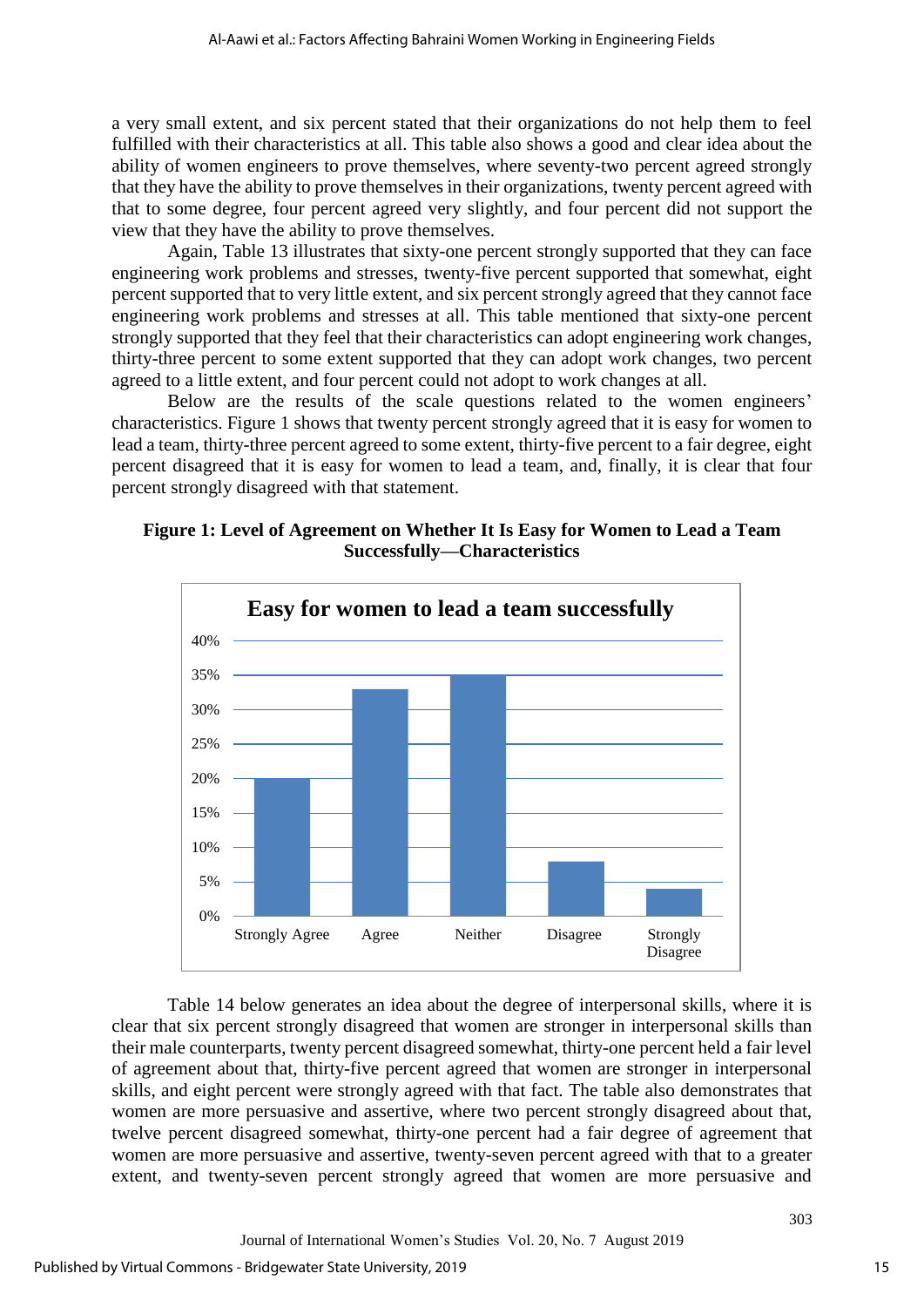a very small extent, and six percent stated that their organizations do not help them to feel fulfilled with their characteristics at all. This table also shows a good and clear idea about the ability of women engineers to prove themselves, where seventy-two percent agreed strongly that they have the ability to prove themselves in their organizations, twenty percent agreed with that to some degree, four percent agreed very slightly, and four percent did not support the view that they have the ability to prove themselves.

Again, Table 13 illustrates that sixty-one percent strongly supported that they can face engineering work problems and stresses, twenty-five percent supported that somewhat, eight percent supported that to very little extent, and six percent strongly agreed that they cannot face engineering work problems and stresses at all. This table mentioned that sixty-one percent strongly supported that they feel that their characteristics can adopt engineering work changes, thirty-three percent to some extent supported that they can adopt work changes, two percent agreed to a little extent, and four percent could not adopt to work changes at all.

Below are the results of the scale questions related to the women engineers' characteristics. Figure 1 shows that twenty percent strongly agreed that it is easy for women to lead a team, thirty-three percent agreed to some extent, thirty-five percent to a fair degree, eight percent disagreed that it is easy for women to lead a team, and, finally, it is clear that four percent strongly disagreed with that statement.

**Figure 1: Level of Agreement on Whether It Is Easy for Women to Lead a Team Successfully—Characteristics**

**Easy for women to lead a team successfully**

| Response | Percentage |
|---|---|
| Strongly Agree | 20% |
| Agree | 33% |
| Neither | 35% |
| Disagree | 8% |
| Strongly Disagree | 4% |

Table 14 below generates an idea about the degree of interpersonal skills, where it is clear that six percent strongly disagreed that women are stronger in interpersonal skills than their male counterparts, twenty percent disagreed somewhat, thirty-one percent held a fair level of agreement about that, thirty-five percent agreed that women are stronger in interpersonal skills, and eight percent were strongly agreed with that fact. The table also demonstrates that women are more persuasive and assertive, where two percent strongly disagreed about that, twelve percent disagreed somewhat, thirty-one percent had a fair degree of agreement that women are more persuasive and assertive, twenty-seven percent agreed with that to a greater extent, and twenty-seven percent strongly agreed that women are more persuasive and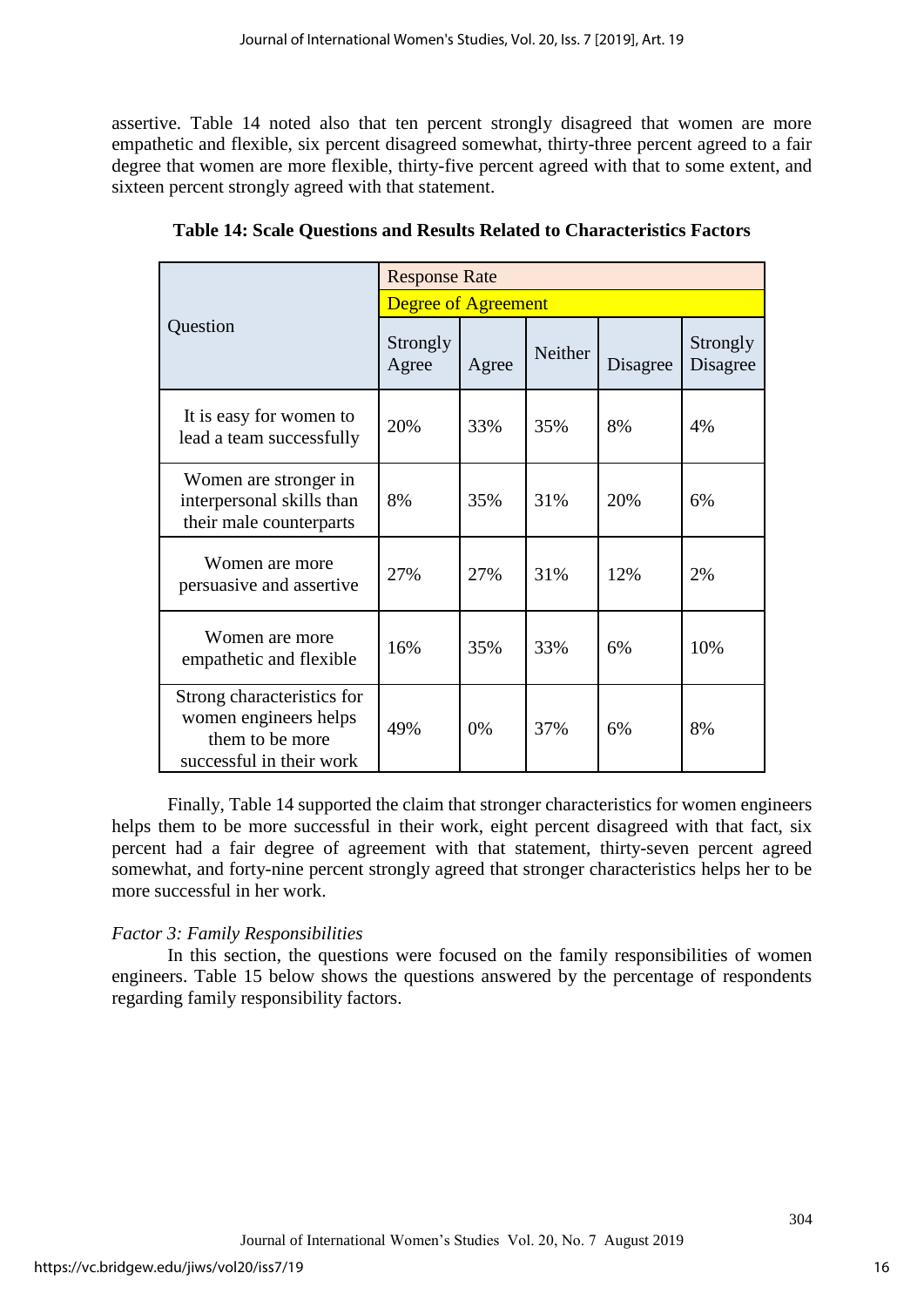assertive. Table 14 noted also that ten percent strongly disagreed that women are more empathetic and flexible, six percent disagreed somewhat, thirty-three percent agreed to a fair degree that women are more flexible, thirty-five percent agreed with that to some extent, and sixteen percent strongly agreed with that statement.

**Table 14: Scale Questions and Results Related to Characteristics Factors**

| Question | Response Rate | | | | |
|---|---|---|---|---|---|
| | Degree of Agreement | | | | |
| | Strongly Agree | Agree | Neither | Disagree | Strongly Disagree |
| It is easy for women to lead a team successfully | 20% | 33% | 35% | 8% | 4% |
| Women are stronger in interpersonal skills than their male counterparts | 8% | 35% | 31% | 20% | 6% |
| Women are more persuasive and assertive | 27% | 27% | 31% | 12% | 2% |
| Women are more empathetic and flexible | 16% | 35% | 33% | 6% | 10% |
| Strong characteristics for women engineers helps them to be more successful in their work | 49% | 0% | 37% | 6% | 8% |

Finally, Table 14 supported the claim that stronger characteristics for women engineers helps them to be more successful in their work, eight percent disagreed with that fact, six percent had a fair degree of agreement with that statement, thirty-seven percent agreed somewhat, and forty-nine percent strongly agreed that stronger characteristics helps her to be more successful in her work.

*Factor 3: Family Responsibilities*

In this section, the questions were focused on the family responsibilities of women engineers. Table 15 below shows the questions answered by the percentage of respondents regarding family responsibility factors.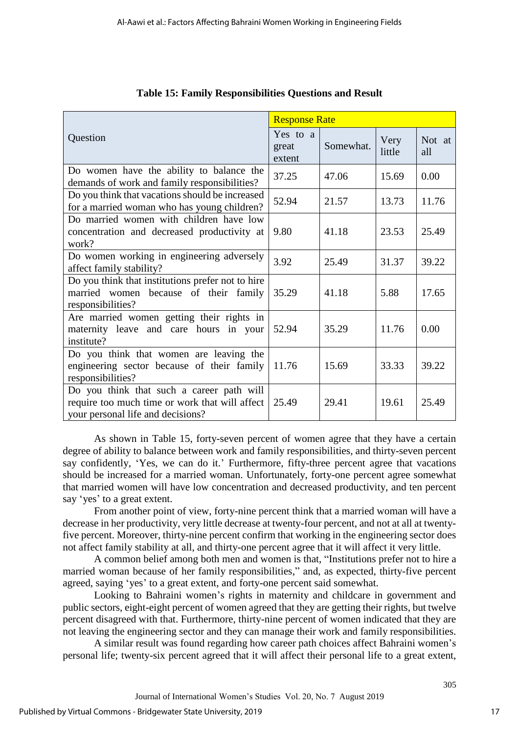**Table 15: Family Responsibilities Questions and Result**

| Question | Response Rate | | | |
|---|---|---|---|---|
| | Yes to a great extent | Somewhat. | Very little | Not at all |
| Do women have the ability to balance the demands of work and family responsibilities? | 37.25 | 47.06 | 15.69 | 0.00 |
| Do you think that vacations should be increased for a married woman who has young children? | 52.94 | 21.57 | 13.73 | 11.76 |
| Do married women with children have low concentration and decreased productivity at work? | 9.80 | 41.18 | 23.53 | 25.49 |
| Do women working in engineering adversely affect family stability? | 3.92 | 25.49 | 31.37 | 39.22 |
| Do you think that institutions prefer not to hire married women because of their family responsibilities? | 35.29 | 41.18 | 5.88 | 17.65 |
| Are married women getting their rights in maternity leave and care hours in your institute? | 52.94 | 35.29 | 11.76 | 0.00 |
| Do you think that women are leaving the engineering sector because of their family responsibilities? | 11.76 | 15.69 | 33.33 | 39.22 |
| Do you think that such a career path will require too much time or work that will affect your personal life and decisions? | 25.49 | 29.41 | 19.61 | 25.49 |

As shown in Table 15, forty-seven percent of women agree that they have a certain degree of ability to balance between work and family responsibilities, and thirty-seven percent say confidently, 'Yes, we can do it.' Furthermore, fifty-three percent agree that vacations should be increased for a married woman. Unfortunately, forty-one percent agree somewhat that married women will have low concentration and decreased productivity, and ten percent say 'yes' to a great extent.

From another point of view, forty-nine percent think that a married woman will have a decrease in her productivity, very little decrease at twenty-four percent, and not at all at twenty-five percent. Moreover, thirty-nine percent confirm that working in the engineering sector does not affect family stability at all, and thirty-one percent agree that it will affect it very little.

A common belief among both men and women is that, "Institutions prefer not to hire a married woman because of her family responsibilities," and, as expected, thirty-five percent agreed, saying 'yes' to a great extent, and forty-one percent said somewhat.

Looking to Bahraini women's rights in maternity and childcare in government and public sectors, eight-eight percent of women agreed that they are getting their rights, but twelve percent disagreed with that. Furthermore, thirty-nine percent of women indicated that they are not leaving the engineering sector and they can manage their work and family responsibilities.

A similar result was found regarding how career path choices affect Bahraini women's personal life; twenty-six percent agreed that it will affect their personal life to a great extent,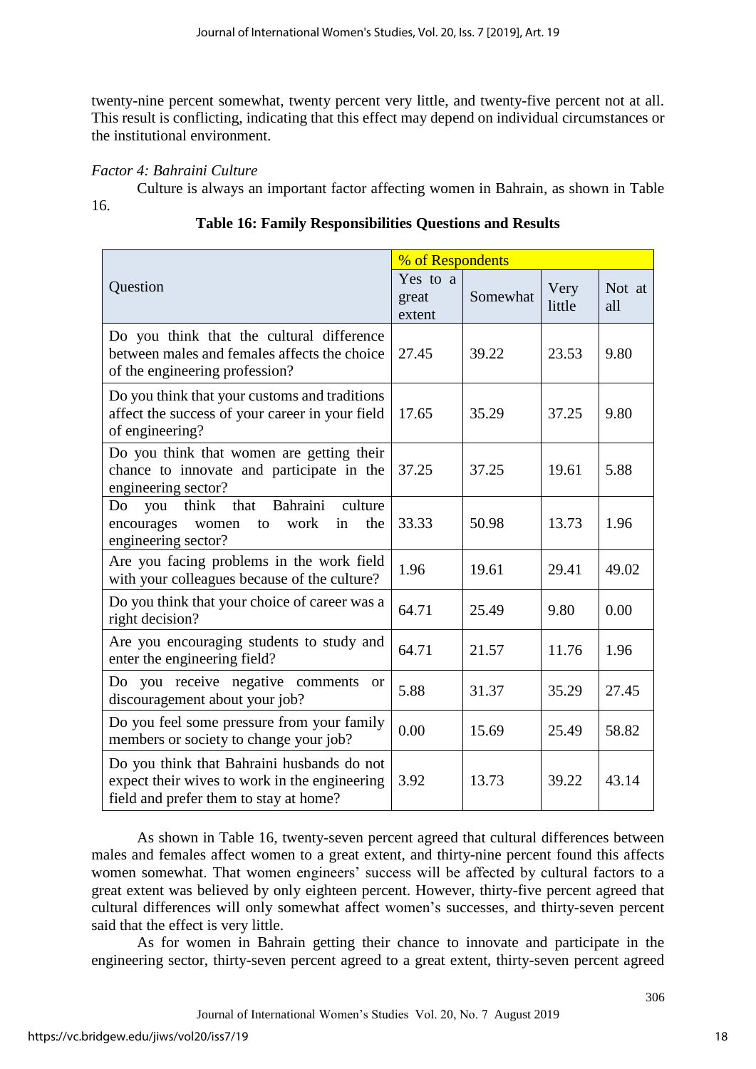twenty-nine percent somewhat, twenty percent very little, and twenty-five percent not at all. This result is conflicting, indicating that this effect may depend on individual circumstances or the institutional environment.

*Factor 4: Bahraini Culture*

Culture is always an important factor affecting women in Bahrain, as shown in Table 16.

**Table 16: Family Responsibilities Questions and Results**

| Question | % of Respondents | | | |
|---|---|---|---|---|
| | Yes to a great extent | Somewhat | Very little | Not at all |
| Do you think that the cultural difference between males and females affects the choice of the engineering profession? | 27.45 | 39.22 | 23.53 | 9.80 |
| Do you think that your customs and traditions affect the success of your career in your field of engineering? | 17.65 | 35.29 | 37.25 | 9.80 |
| Do you think that women are getting their chance to innovate and participate in the engineering sector? | 37.25 | 37.25 | 19.61 | 5.88 |
| Do you think that Bahraini culture encourages women to work in the engineering sector? | 33.33 | 50.98 | 13.73 | 1.96 |
| Are you facing problems in the work field with your colleagues because of the culture? | 1.96 | 19.61 | 29.41 | 49.02 |
| Do you think that your choice of career was a right decision? | 64.71 | 25.49 | 9.80 | 0.00 |
| Are you encouraging students to study and enter the engineering field? | 64.71 | 21.57 | 11.76 | 1.96 |
| Do you receive negative comments or discouragement about your job? | 5.88 | 31.37 | 35.29 | 27.45 |
| Do you feel some pressure from your family members or society to change your job? | 0.00 | 15.69 | 25.49 | 58.82 |
| Do you think that Bahraini husbands do not expect their wives to work in the engineering field and prefer them to stay at home? | 3.92 | 13.73 | 39.22 | 43.14 |

As shown in Table 16, twenty-seven percent agreed that cultural differences between males and females affect women to a great extent, and thirty-nine percent found this affects women somewhat. That women engineers' success will be affected by cultural factors to a great extent was believed by only eighteen percent. However, thirty-five percent agreed that cultural differences will only somewhat affect women's successes, and thirty-seven percent said that the effect is very little.

As for women in Bahrain getting their chance to innovate and participate in the engineering sector, thirty-seven percent agreed to a great extent, thirty-seven percent agreed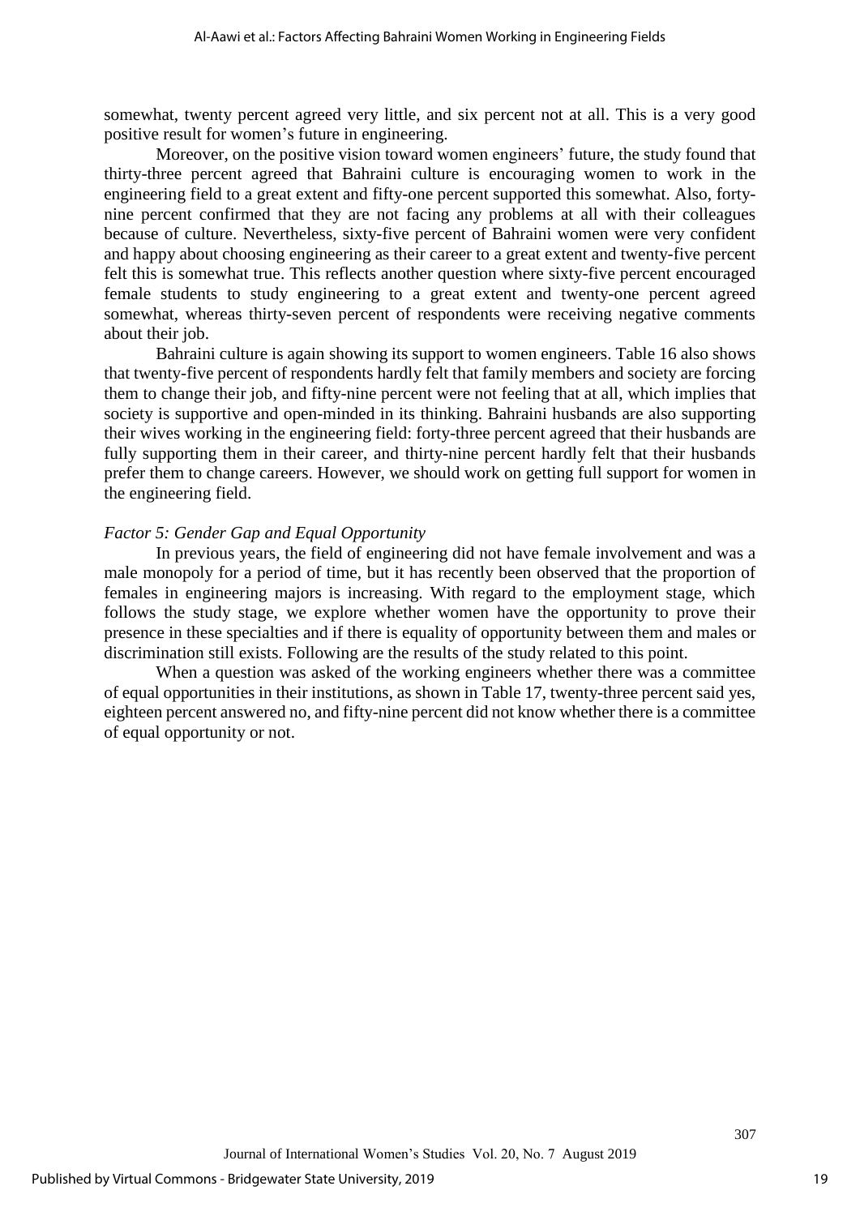somewhat, twenty percent agreed very little, and six percent not at all. This is a very good positive result for women's future in engineering.

Moreover, on the positive vision toward women engineers' future, the study found that thirty-three percent agreed that Bahraini culture is encouraging women to work in the engineering field to a great extent and fifty-one percent supported this somewhat. Also, forty-nine percent confirmed that they are not facing any problems at all with their colleagues because of culture. Nevertheless, sixty-five percent of Bahraini women were very confident and happy about choosing engineering as their career to a great extent and twenty-five percent felt this is somewhat true. This reflects another question where sixty-five percent encouraged female students to study engineering to a great extent and twenty-one percent agreed somewhat, whereas thirty-seven percent of respondents were receiving negative comments about their job.

Bahraini culture is again showing its support to women engineers. Table 16 also shows that twenty-five percent of respondents hardly felt that family members and society are forcing them to change their job, and fifty-nine percent were not feeling that at all, which implies that society is supportive and open-minded in its thinking. Bahraini husbands are also supporting their wives working in the engineering field: forty-three percent agreed that their husbands are fully supporting them in their career, and thirty-nine percent hardly felt that their husbands prefer them to change careers. However, we should work on getting full support for women in the engineering field.

*Factor 5: Gender Gap and Equal Opportunity*

In previous years, the field of engineering did not have female involvement and was a male monopoly for a period of time, but it has recently been observed that the proportion of females in engineering majors is increasing. With regard to the employment stage, which follows the study stage, we explore whether women have the opportunity to prove their presence in these specialties and if there is equality of opportunity between them and males or discrimination still exists. Following are the results of the study related to this point.

When a question was asked of the working engineers whether there was a committee of equal opportunities in their institutions, as shown in Table 17, twenty-three percent said yes, eighteen percent answered no, and fifty-nine percent did not know whether there is a committee of equal opportunity or not.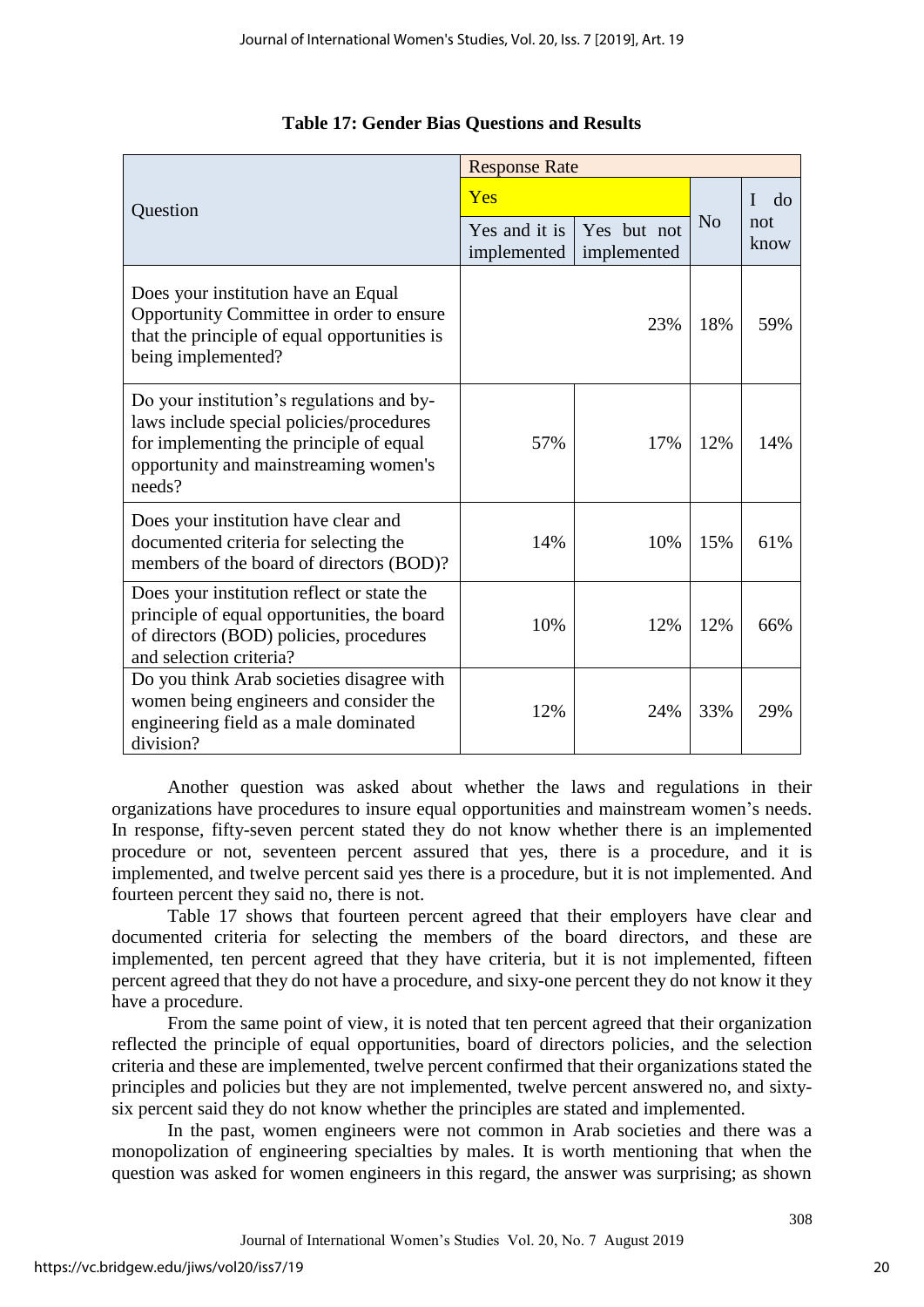**Table 17: Gender Bias Questions and Results**

| Question | Response Rate | | | |
|---|---|---|---|---|
| | Yes | | No | I do not know |
| | Yes and it is implemented | Yes but not implemented | | |
| Does your institution have an Equal Opportunity Committee in order to ensure that the principle of equal opportunities is being implemented? | 23% | | 18% | 59% |
| Do your institution's regulations and by-laws include special policies/procedures for implementing the principle of equal opportunity and mainstreaming women's needs? | 57% | 17% | 12% | 14% |
| Does your institution have clear and documented criteria for selecting the members of the board of directors (BOD)? | 14% | 10% | 15% | 61% |
| Does your institution reflect or state the principle of equal opportunities, the board of directors (BOD) policies, procedures and selection criteria? | 10% | 12% | 12% | 66% |
| Do you think Arab societies disagree with women being engineers and consider the engineering field as a male dominated division? | 12% | 24% | 33% | 29% |

Another question was asked about whether the laws and regulations in their organizations have procedures to insure equal opportunities and mainstream women's needs. In response, fifty-seven percent stated they do not know whether there is an implemented procedure or not, seventeen percent assured that yes, there is a procedure, and it is implemented, and twelve percent said yes there is a procedure, but it is not implemented. And fourteen percent they said no, there is not.

Table 17 shows that fourteen percent agreed that their employers have clear and documented criteria for selecting the members of the board directors, and these are implemented, ten percent agreed that they have criteria, but it is not implemented, fifteen percent agreed that they do not have a procedure, and sixy-one percent they do not know it they have a procedure.

From the same point of view, it is noted that ten percent agreed that their organization reflected the principle of equal opportunities, board of directors policies, and the selection criteria and these are implemented, twelve percent confirmed that their organizations stated the principles and policies but they are not implemented, twelve percent answered no, and sixty-six percent said they do not know whether the principles are stated and implemented.

In the past, women engineers were not common in Arab societies and there was a monopolization of engineering specialties by males. It is worth mentioning that when the question was asked for women engineers in this regard, the answer was surprising; as shown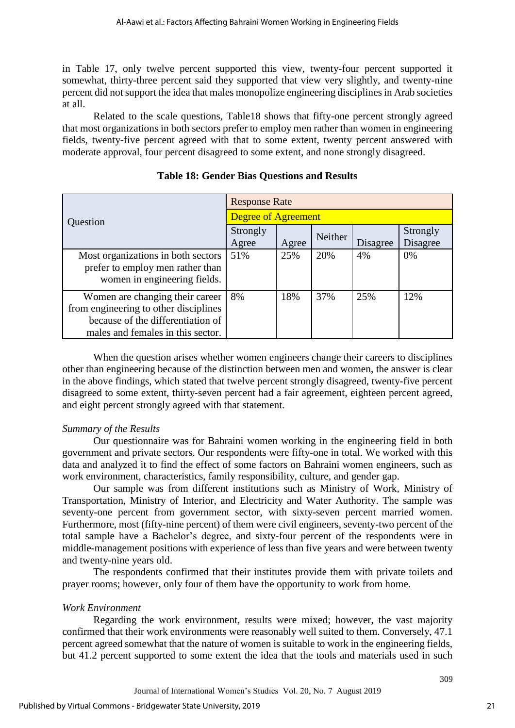in Table 17, only twelve percent supported this view, twenty-four percent supported it somewhat, thirty-three percent said they supported that view very slightly, and twenty-nine percent did not support the idea that males monopolize engineering disciplines in Arab societies at all.

Related to the scale questions, Table18 shows that fifty-one percent strongly agreed that most organizations in both sectors prefer to employ men rather than women in engineering fields, twenty-five percent agreed with that to some extent, twenty percent answered with moderate approval, four percent disagreed to some extent, and none strongly disagreed.

**Table 18: Gender Bias Questions and Results**

| Question | Response Rate | | | | |
|---|---|---|---|---|---|
| | Degree of Agreement | | | | |
| | Strongly Agree | Agree | Neither | Disagree | Strongly Disagree |
| Most organizations in both sectors prefer to employ men rather than women in engineering fields. | 51% | 25% | 20% | 4% | 0% |
| Women are changing their career from engineering to other disciplines because of the differentiation of males and females in this sector. | 8% | 18% | 37% | 25% | 12% |

When the question arises whether women engineers change their careers to disciplines other than engineering because of the distinction between men and women, the answer is clear in the above findings, which stated that twelve percent strongly disagreed, twenty-five percent disagreed to some extent, thirty-seven percent had a fair agreement, eighteen percent agreed, and eight percent strongly agreed with that statement.

*Summary of the Results*

Our questionnaire was for Bahraini women working in the engineering field in both government and private sectors. Our respondents were fifty-one in total. We worked with this data and analyzed it to find the effect of some factors on Bahraini women engineers, such as work environment, characteristics, family responsibility, culture, and gender gap.

Our sample was from different institutions such as Ministry of Work, Ministry of Transportation, Ministry of Interior, and Electricity and Water Authority. The sample was seventy-one percent from government sector, with sixty-seven percent married women. Furthermore, most (fifty-nine percent) of them were civil engineers, seventy-two percent of the total sample have a Bachelor's degree, and sixty-four percent of the respondents were in middle-management positions with experience of less than five years and were between twenty and twenty-nine years old.

The respondents confirmed that their institutes provide them with private toilets and prayer rooms; however, only four of them have the opportunity to work from home.

*Work Environment*

Regarding the work environment, results were mixed; however, the vast majority confirmed that their work environments were reasonably well suited to them. Conversely, 47.1 percent agreed somewhat that the nature of women is suitable to work in the engineering fields, but 41.2 percent supported to some extent the idea that the tools and materials used in such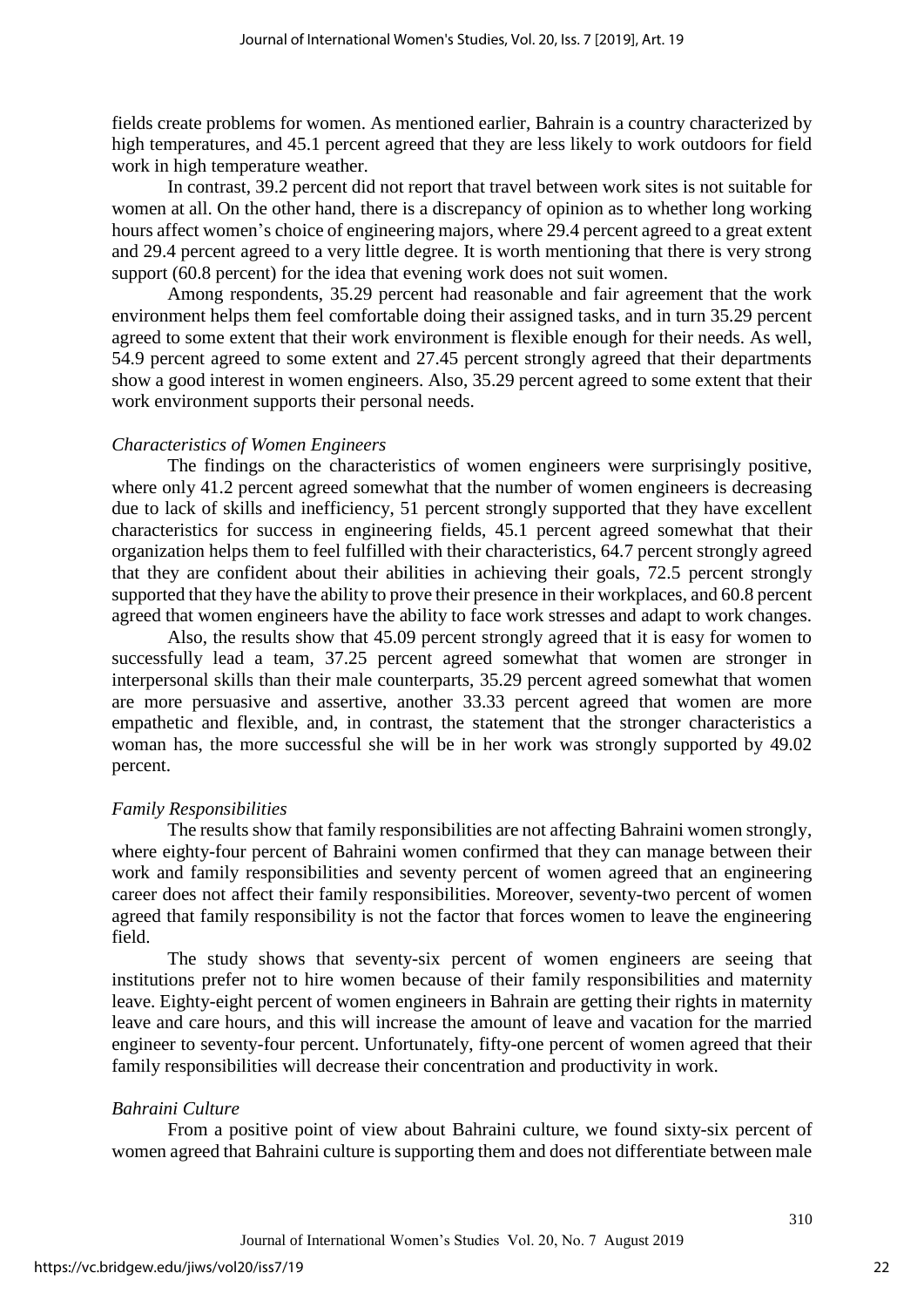fields create problems for women. As mentioned earlier, Bahrain is a country characterized by high temperatures, and 45.1 percent agreed that they are less likely to work outdoors for field work in high temperature weather.

In contrast, 39.2 percent did not report that travel between work sites is not suitable for women at all. On the other hand, there is a discrepancy of opinion as to whether long working hours affect women's choice of engineering majors, where 29.4 percent agreed to a great extent and 29.4 percent agreed to a very little degree. It is worth mentioning that there is very strong support (60.8 percent) for the idea that evening work does not suit women.

Among respondents, 35.29 percent had reasonable and fair agreement that the work environment helps them feel comfortable doing their assigned tasks, and in turn 35.29 percent agreed to some extent that their work environment is flexible enough for their needs. As well, 54.9 percent agreed to some extent and 27.45 percent strongly agreed that their departments show a good interest in women engineers. Also, 35.29 percent agreed to some extent that their work environment supports their personal needs.

*Characteristics of Women Engineers*

The findings on the characteristics of women engineers were surprisingly positive, where only 41.2 percent agreed somewhat that the number of women engineers is decreasing due to lack of skills and inefficiency, 51 percent strongly supported that they have excellent characteristics for success in engineering fields, 45.1 percent agreed somewhat that their organization helps them to feel fulfilled with their characteristics, 64.7 percent strongly agreed that they are confident about their abilities in achieving their goals, 72.5 percent strongly supported that they have the ability to prove their presence in their workplaces, and 60.8 percent agreed that women engineers have the ability to face work stresses and adapt to work changes.

Also, the results show that 45.09 percent strongly agreed that it is easy for women to successfully lead a team, 37.25 percent agreed somewhat that women are stronger in interpersonal skills than their male counterparts, 35.29 percent agreed somewhat that women are more persuasive and assertive, another 33.33 percent agreed that women are more empathetic and flexible, and, in contrast, the statement that the stronger characteristics a woman has, the more successful she will be in her work was strongly supported by 49.02 percent.

*Family Responsibilities*

The results show that family responsibilities are not affecting Bahraini women strongly, where eighty-four percent of Bahraini women confirmed that they can manage between their work and family responsibilities and seventy percent of women agreed that an engineering career does not affect their family responsibilities. Moreover, seventy-two percent of women agreed that family responsibility is not the factor that forces women to leave the engineering field.

The study shows that seventy-six percent of women engineers are seeing that institutions prefer not to hire women because of their family responsibilities and maternity leave. Eighty-eight percent of women engineers in Bahrain are getting their rights in maternity leave and care hours, and this will increase the amount of leave and vacation for the married engineer to seventy-four percent. Unfortunately, fifty-one percent of women agreed that their family responsibilities will decrease their concentration and productivity in work.

*Bahraini Culture*

From a positive point of view about Bahraini culture, we found sixty-six percent of women agreed that Bahraini culture is supporting them and does not differentiate between male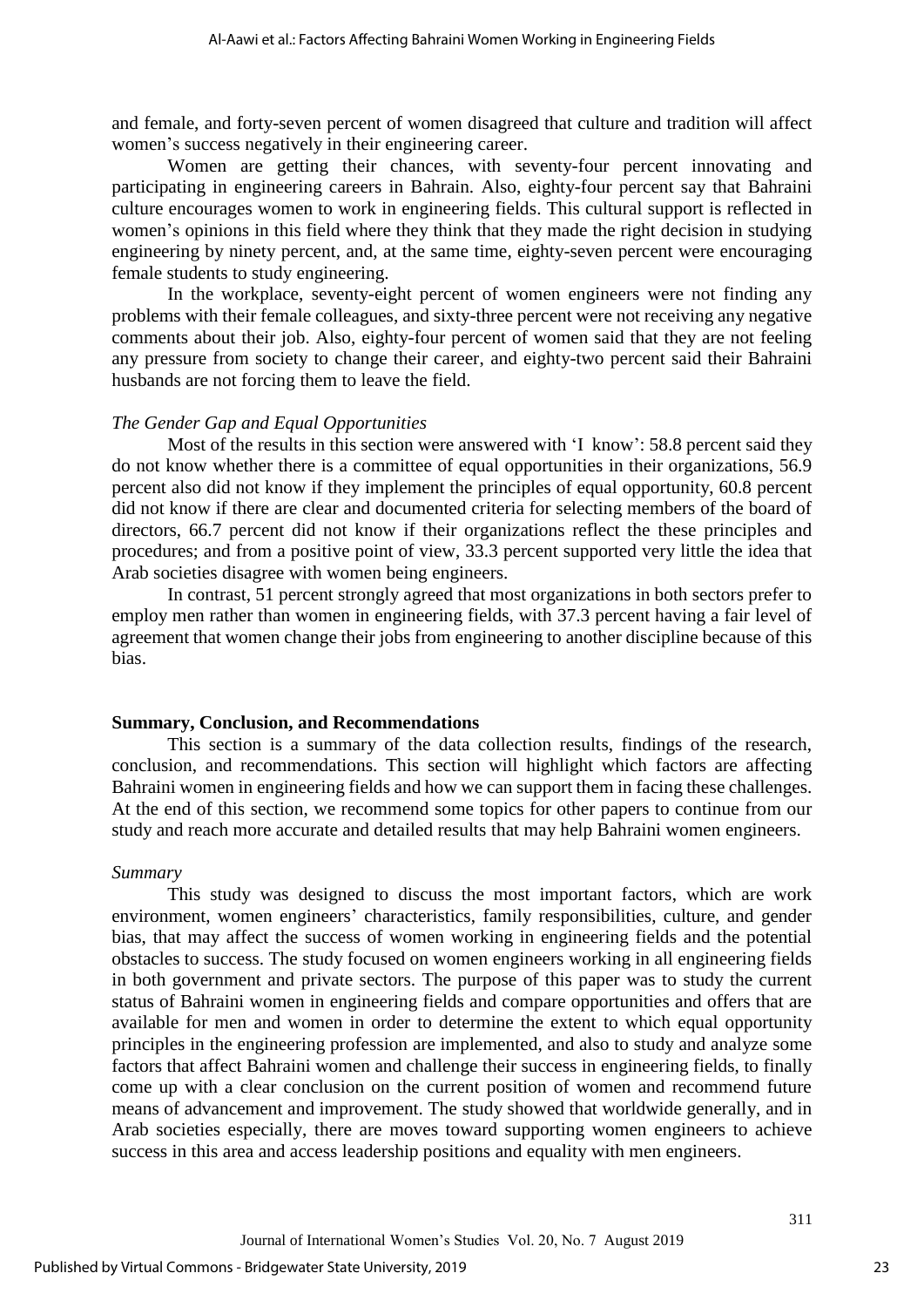and female, and forty-seven percent of women disagreed that culture and tradition will affect women's success negatively in their engineering career.

Women are getting their chances, with seventy-four percent innovating and participating in engineering careers in Bahrain. Also, eighty-four percent say that Bahraini culture encourages women to work in engineering fields. This cultural support is reflected in women's opinions in this field where they think that they made the right decision in studying engineering by ninety percent, and, at the same time, eighty-seven percent were encouraging female students to study engineering.

In the workplace, seventy-eight percent of women engineers were not finding any problems with their female colleagues, and sixty-three percent were not receiving any negative comments about their job. Also, eighty-four percent of women said that they are not feeling any pressure from society to change their career, and eighty-two percent said their Bahraini husbands are not forcing them to leave the field.

### *The Gender Gap and Equal Opportunities*

Most of the results in this section were answered with 'I know': 58.8 percent said they do not know whether there is a committee of equal opportunities in their organizations, 56.9 percent also did not know if they implement the principles of equal opportunity, 60.8 percent did not know if there are clear and documented criteria for selecting members of the board of directors, 66.7 percent did not know if their organizations reflect the these principles and procedures; and from a positive point of view, 33.3 percent supported very little the idea that Arab societies disagree with women being engineers.

In contrast, 51 percent strongly agreed that most organizations in both sectors prefer to employ men rather than women in engineering fields, with 37.3 percent having a fair level of agreement that women change their jobs from engineering to another discipline because of this bias.

## **Summary, Conclusion, and Recommendations**

This section is a summary of the data collection results, findings of the research, conclusion, and recommendations. This section will highlight which factors are affecting Bahraini women in engineering fields and how we can support them in facing these challenges. At the end of this section, we recommend some topics for other papers to continue from our study and reach more accurate and detailed results that may help Bahraini women engineers.

### *Summary*

This study was designed to discuss the most important factors, which are work environment, women engineers' characteristics, family responsibilities, culture, and gender bias, that may affect the success of women working in engineering fields and the potential obstacles to success. The study focused on women engineers working in all engineering fields in both government and private sectors. The purpose of this paper was to study the current status of Bahraini women in engineering fields and compare opportunities and offers that are available for men and women in order to determine the extent to which equal opportunity principles in the engineering profession are implemented, and also to study and analyze some factors that affect Bahraini women and challenge their success in engineering fields, to finally come up with a clear conclusion on the current position of women and recommend future means of advancement and improvement. The study showed that worldwide generally, and in Arab societies especially, there are moves toward supporting women engineers to achieve success in this area and access leadership positions and equality with men engineers.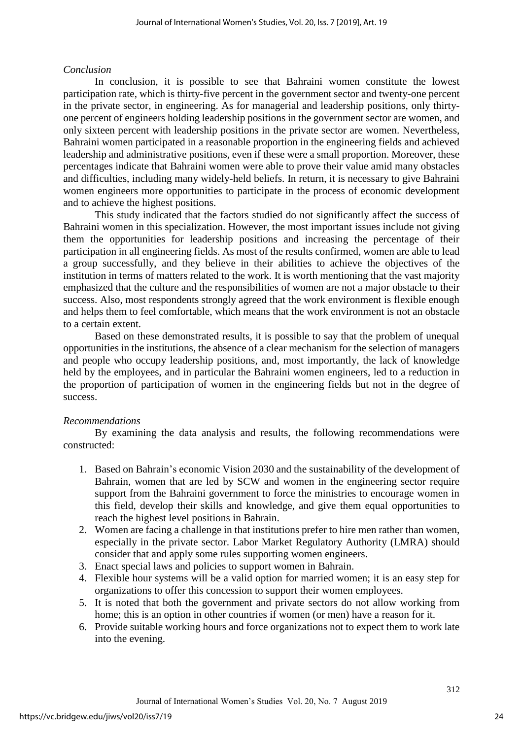*Conclusion*

In conclusion, it is possible to see that Bahraini women constitute the lowest participation rate, which is thirty-five percent in the government sector and twenty-one percent in the private sector, in engineering. As for managerial and leadership positions, only thirty-one percent of engineers holding leadership positions in the government sector are women, and only sixteen percent with leadership positions in the private sector are women. Nevertheless, Bahraini women participated in a reasonable proportion in the engineering fields and achieved leadership and administrative positions, even if these were a small proportion. Moreover, these percentages indicate that Bahraini women were able to prove their value amid many obstacles and difficulties, including many widely-held beliefs. In return, it is necessary to give Bahraini women engineers more opportunities to participate in the process of economic development and to achieve the highest positions.

This study indicated that the factors studied do not significantly affect the success of Bahraini women in this specialization. However, the most important issues include not giving them the opportunities for leadership positions and increasing the percentage of their participation in all engineering fields. As most of the results confirmed, women are able to lead a group successfully, and they believe in their abilities to achieve the objectives of the institution in terms of matters related to the work. It is worth mentioning that the vast majority emphasized that the culture and the responsibilities of women are not a major obstacle to their success. Also, most respondents strongly agreed that the work environment is flexible enough and helps them to feel comfortable, which means that the work environment is not an obstacle to a certain extent.

Based on these demonstrated results, it is possible to say that the problem of unequal opportunities in the institutions, the absence of a clear mechanism for the selection of managers and people who occupy leadership positions, and, most importantly, the lack of knowledge held by the employees, and in particular the Bahraini women engineers, led to a reduction in the proportion of participation of women in the engineering fields but not in the degree of success.

*Recommendations*

By examining the data analysis and results, the following recommendations were constructed:

1. Based on Bahrain's economic Vision 2030 and the sustainability of the development of Bahrain, women that are led by SCW and women in the engineering sector require support from the Bahraini government to force the ministries to encourage women in this field, develop their skills and knowledge, and give them equal opportunities to reach the highest level positions in Bahrain.
2. Women are facing a challenge in that institutions prefer to hire men rather than women, especially in the private sector. Labor Market Regulatory Authority (LMRA) should consider that and apply some rules supporting women engineers.
3. Enact special laws and policies to support women in Bahrain.
4. Flexible hour systems will be a valid option for married women; it is an easy step for organizations to offer this concession to support their women employees.
5. It is noted that both the government and private sectors do not allow working from home; this is an option in other countries if women (or men) have a reason for it.
6. Provide suitable working hours and force organizations not to expect them to work late into the evening.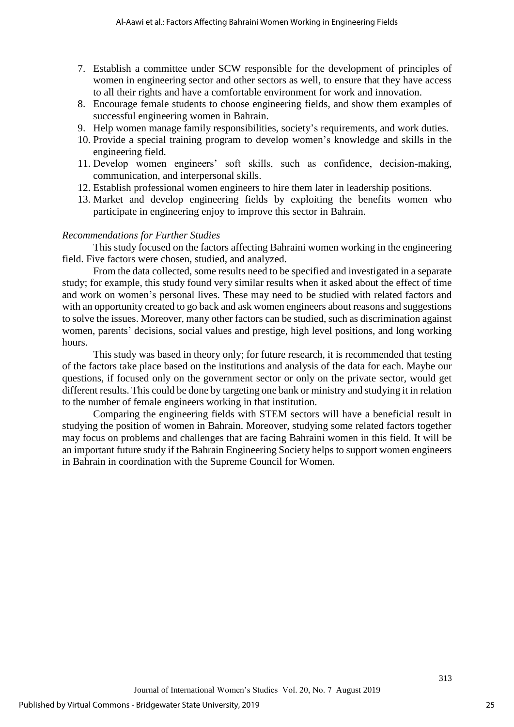7. Establish a committee under SCW responsible for the development of principles of women in engineering sector and other sectors as well, to ensure that they have access to all their rights and have a comfortable environment for work and innovation.
8. Encourage female students to choose engineering fields, and show them examples of successful engineering women in Bahrain.
9. Help women manage family responsibilities, society's requirements, and work duties.
10. Provide a special training program to develop women's knowledge and skills in the engineering field.
11. Develop women engineers' soft skills, such as confidence, decision-making, communication, and interpersonal skills.
12. Establish professional women engineers to hire them later in leadership positions.
13. Market and develop engineering fields by exploiting the benefits women who participate in engineering enjoy to improve this sector in Bahrain.

*Recommendations for Further Studies*

This study focused on the factors affecting Bahraini women working in the engineering field. Five factors were chosen, studied, and analyzed.

From the data collected, some results need to be specified and investigated in a separate study; for example, this study found very similar results when it asked about the effect of time and work on women's personal lives. These may need to be studied with related factors and with an opportunity created to go back and ask women engineers about reasons and suggestions to solve the issues. Moreover, many other factors can be studied, such as discrimination against women, parents' decisions, social values and prestige, high level positions, and long working hours.

This study was based in theory only; for future research, it is recommended that testing of the factors take place based on the institutions and analysis of the data for each. Maybe our questions, if focused only on the government sector or only on the private sector, would get different results. This could be done by targeting one bank or ministry and studying it in relation to the number of female engineers working in that institution.

Comparing the engineering fields with STEM sectors will have a beneficial result in studying the position of women in Bahrain. Moreover, studying some related factors together may focus on problems and challenges that are facing Bahraini women in this field. It will be an important future study if the Bahrain Engineering Society helps to support women engineers in Bahrain in coordination with the Supreme Council for Women.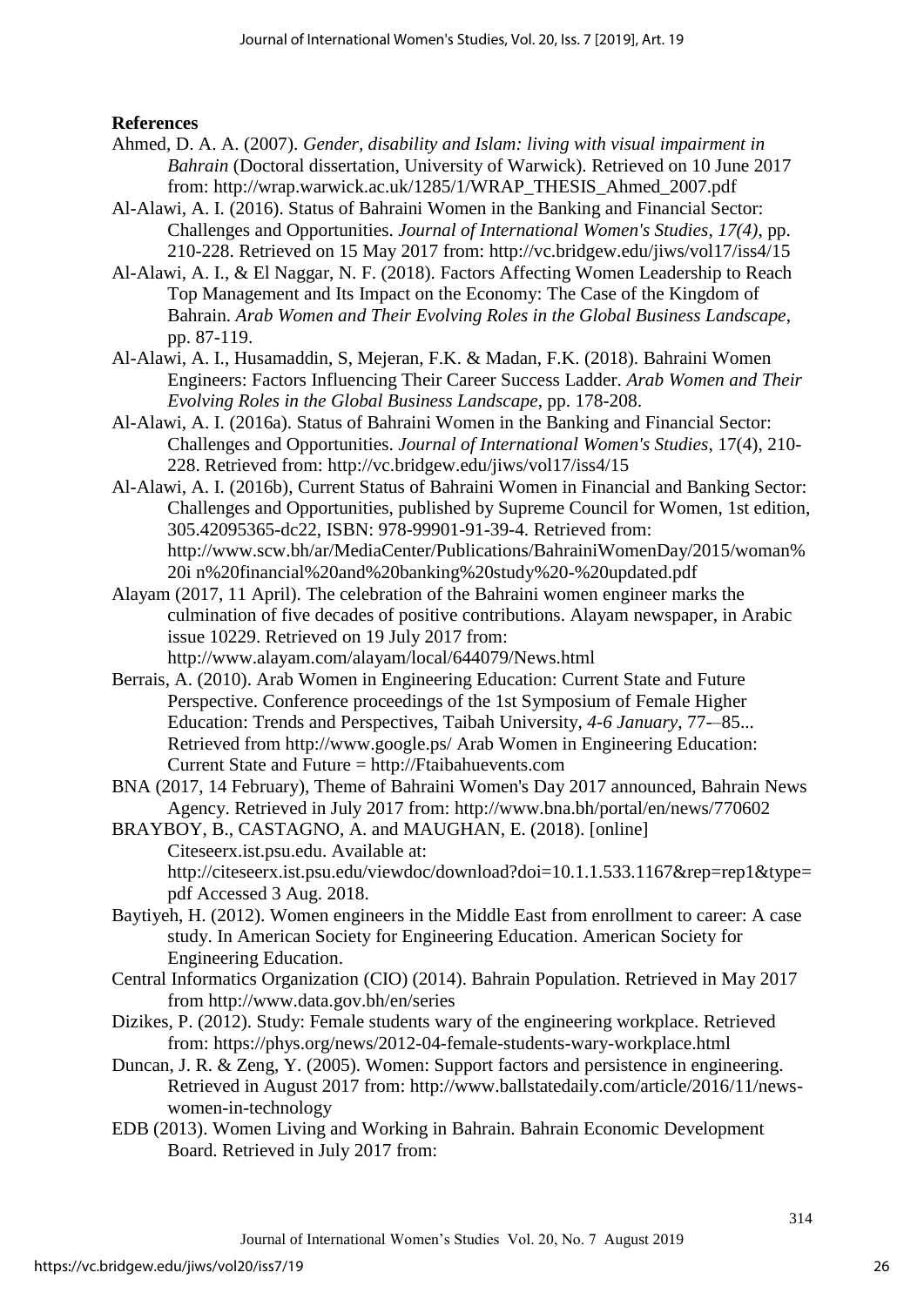**References**

Ahmed, D. A. A. (2007). *Gender, disability and Islam: living with visual impairment in Bahrain* (Doctoral dissertation, University of Warwick). Retrieved on 10 June 2017 from: http://wrap.warwick.ac.uk/1285/1/WRAP_THESIS_Ahmed_2007.pdf

Al-Alawi, A. I. (2016). Status of Bahraini Women in the Banking and Financial Sector: Challenges and Opportunities. *Journal of International Women's Studies*, *17(4)*, pp. 210-228. Retrieved on 15 May 2017 from: http://vc.bridgew.edu/jiws/vol17/iss4/15

Al-Alawi, A. I., & El Naggar, N. F. (2018). Factors Affecting Women Leadership to Reach Top Management and Its Impact on the Economy: The Case of the Kingdom of Bahrain. *Arab Women and Their Evolving Roles in the Global Business Landscape*, pp. 87-119.

Al-Alawi, A. I., Husamaddin, S, Mejeran, F.K. & Madan, F.K. (2018). Bahraini Women Engineers: Factors Influencing Their Career Success Ladder. *Arab Women and Their Evolving Roles in the Global Business Landscape*, pp. 178-208.

Al-Alawi, A. I. (2016a). Status of Bahraini Women in the Banking and Financial Sector: Challenges and Opportunities. *Journal of International Women's Studies*, 17(4), 210-228. Retrieved from: http://vc.bridgew.edu/jiws/vol17/iss4/15

Al-Alawi, A. I. (2016b), Current Status of Bahraini Women in Financial and Banking Sector: Challenges and Opportunities, published by Supreme Council for Women, 1st edition, 305.42095365-dc22, ISBN: 978-99901-91-39-4. Retrieved from: http://www.scw.bh/ar/MediaCenter/Publications/BahrainiWomenDay/2015/woman%20i n%20financial%20and%20banking%20study%20-%20updated.pdf

Alayam (2017, 11 April). The celebration of the Bahraini women engineer marks the culmination of five decades of positive contributions. Alayam newspaper, in Arabic issue 10229. Retrieved on 19 July 2017 from: http://www.alayam.com/alayam/local/644079/News.html

Berrais, A. (2010). Arab Women in Engineering Education: Current State and Future Perspective. Conference proceedings of the 1st Symposium of Female Higher Education: Trends and Perspectives, Taibah University, *4-6 January*, 77-–85... Retrieved from http://www.google.ps/ Arab Women in Engineering Education: Current State and Future = http://Ftaibahuevents.com

BNA (2017, 14 February), Theme of Bahraini Women's Day 2017 announced, Bahrain News Agency. Retrieved in July 2017 from: http://www.bna.bh/portal/en/news/770602

BRAYBOY, B., CASTAGNO, A. and MAUGHAN, E. (2018). [online] Citeseerx.ist.psu.edu. Available at: http://citeseerx.ist.psu.edu/viewdoc/download?doi=10.1.1.533.1167&rep=rep1&type=pdf Accessed 3 Aug. 2018.

Baytiyeh, H. (2012). Women engineers in the Middle East from enrollment to career: A case study. In American Society for Engineering Education. American Society for Engineering Education.

Central Informatics Organization (CIO) (2014). Bahrain Population. Retrieved in May 2017 from http://www.data.gov.bh/en/series

Dizikes, P. (2012). Study: Female students wary of the engineering workplace. Retrieved from: https://phys.org/news/2012-04-female-students-wary-workplace.html

Duncan, J. R. & Zeng, Y. (2005). Women: Support factors and persistence in engineering. Retrieved in August 2017 from: http://www.ballstatedaily.com/article/2016/11/news-women-in-technology

EDB (2013). Women Living and Working in Bahrain. Bahrain Economic Development Board. Retrieved in July 2017 from: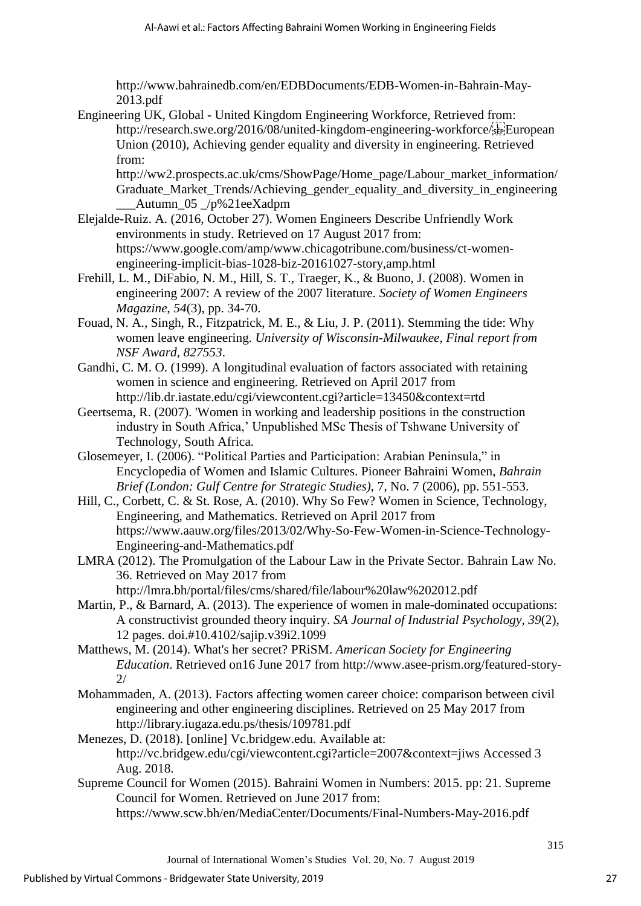http://www.bahrainedb.com/en/EDBDocuments/EDB-Women-in-Bahrain-May-2013.pdf

Engineering UK, Global - United Kingdom Engineering Workforce, Retrieved from: http://research.swe.org/2016/08/united-kingdom-engineering-workforce/ European Union (2010), Achieving gender equality and diversity in engineering. Retrieved from: http://ww2.prospects.ac.uk/cms/ShowPage/Home_page/Labour_market_information/Graduate_Market_Trends/Achieving_gender_equality_and_diversity_in_engineering___Autumn_05 _/p%21eeXadpm

Elejalde-Ruiz. A. (2016, October 27). Women Engineers Describe Unfriendly Work environments in study. Retrieved on 17 August 2017 from: https://www.google.com/amp/www.chicagotribune.com/business/ct-women-engineering-implicit-bias-1028-biz-20161027-story,amp.html

Frehill, L. M., DiFabio, N. M., Hill, S. T., Traeger, K., & Buono, J. (2008). Women in engineering 2007: A review of the 2007 literature. *Society of Women Engineers Magazine*, *54*(3), pp. 34-70.

Fouad, N. A., Singh, R., Fitzpatrick, M. E., & Liu, J. P. (2011). Stemming the tide: Why women leave engineering. *University of Wisconsin-Milwaukee, Final report from NSF Award*, *827553*.

Gandhi, C. M. O. (1999). A longitudinal evaluation of factors associated with retaining women in science and engineering. Retrieved on April 2017 from http://lib.dr.iastate.edu/cgi/viewcontent.cgi?article=13450&context=rtd

Geertsema, R. (2007). 'Women in working and leadership positions in the construction industry in South Africa,' Unpublished MSc Thesis of Tshwane University of Technology, South Africa.

Glosemeyer, I. (2006). "Political Parties and Participation: Arabian Peninsula," in Encyclopedia of Women and Islamic Cultures. Pioneer Bahraini Women, *Bahrain Brief (London: Gulf Centre for Strategic Studies)*, 7, No. 7 (2006), pp. 551-553.

Hill, C., Corbett, C. & St. Rose, A. (2010). Why So Few? Women in Science, Technology, Engineering, and Mathematics. Retrieved on April 2017 from https://www.aauw.org/files/2013/02/Why-So-Few-Women-in-Science-Technology-Engineering-and-Mathematics.pdf

LMRA (2012). The Promulgation of the Labour Law in the Private Sector. Bahrain Law No. 36. Retrieved on May 2017 from http://lmra.bh/portal/files/cms/shared/file/labour%20law%202012.pdf

Martin, P., & Barnard, A. (2013). The experience of women in male-dominated occupations: A constructivist grounded theory inquiry. *SA Journal of Industrial Psychology*, *39*(2), 12 pages. doi.#10.4102/sajip.v39i2.1099

Matthews, M. (2014). What's her secret? PRiSM. *American Society for Engineering Education*. Retrieved on16 June 2017 from http://www.asee-prism.org/featured-story-2/

Mohammaden, A. (2013). Factors affecting women career choice: comparison between civil engineering and other engineering disciplines. Retrieved on 25 May 2017 from http://library.iugaza.edu.ps/thesis/109781.pdf

Menezes, D. (2018). [online] Vc.bridgew.edu. Available at: http://vc.bridgew.edu/cgi/viewcontent.cgi?article=2007&context=jiws Accessed 3 Aug. 2018.

Supreme Council for Women (2015). Bahraini Women in Numbers: 2015. pp: 21. Supreme Council for Women. Retrieved on June 2017 from: https://www.scw.bh/en/MediaCenter/Documents/Final-Numbers-May-2016.pdf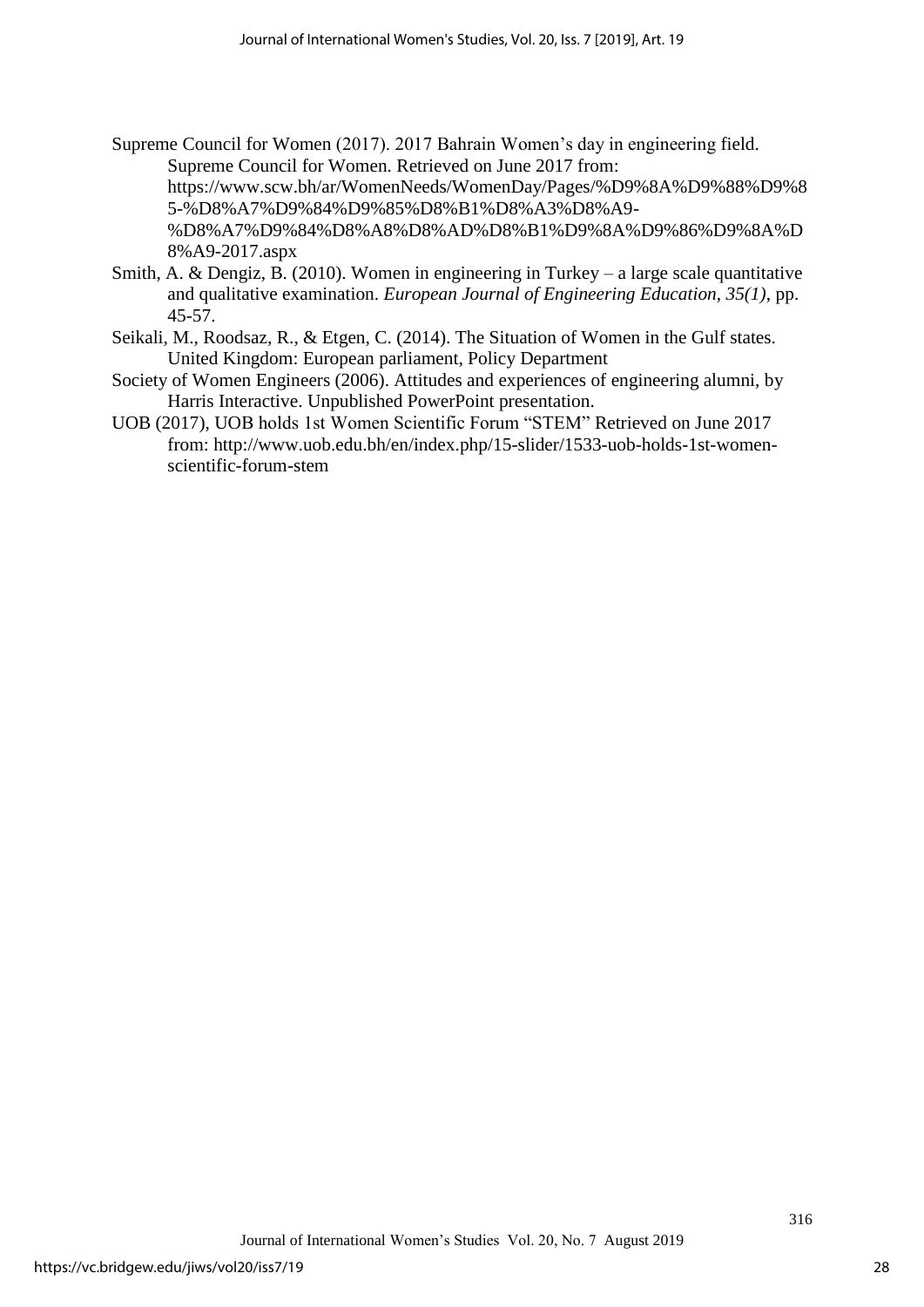Supreme Council for Women (2017). 2017 Bahrain Women's day in engineering field. Supreme Council for Women. Retrieved on June 2017 from: https://www.scw.bh/ar/WomenNeeds/WomenDay/Pages/%D9%8A%D9%88%D9%85-%D8%A7%D9%84%D9%85%D8%B1%D8%A3%D8%A9-%D8%A7%D9%84%D8%A8%D8%AD%D8%B1%D9%8A%D9%86%D9%8A%D8%A9-2017.aspx

Smith, A. & Dengiz, B. (2010). Women in engineering in Turkey – a large scale quantitative and qualitative examination. *European Journal of Engineering Education, 35(1)*, pp. 45-57.

Seikali, M., Roodsaz, R., & Etgen, C. (2014). The Situation of Women in the Gulf states. United Kingdom: European parliament, Policy Department

Society of Women Engineers (2006). Attitudes and experiences of engineering alumni, by Harris Interactive. Unpublished PowerPoint presentation.

UOB (2017), UOB holds 1st Women Scientific Forum "STEM" Retrieved on June 2017 from: http://www.uob.edu.bh/en/index.php/15-slider/1533-uob-holds-1st-women-scientific-forum-stem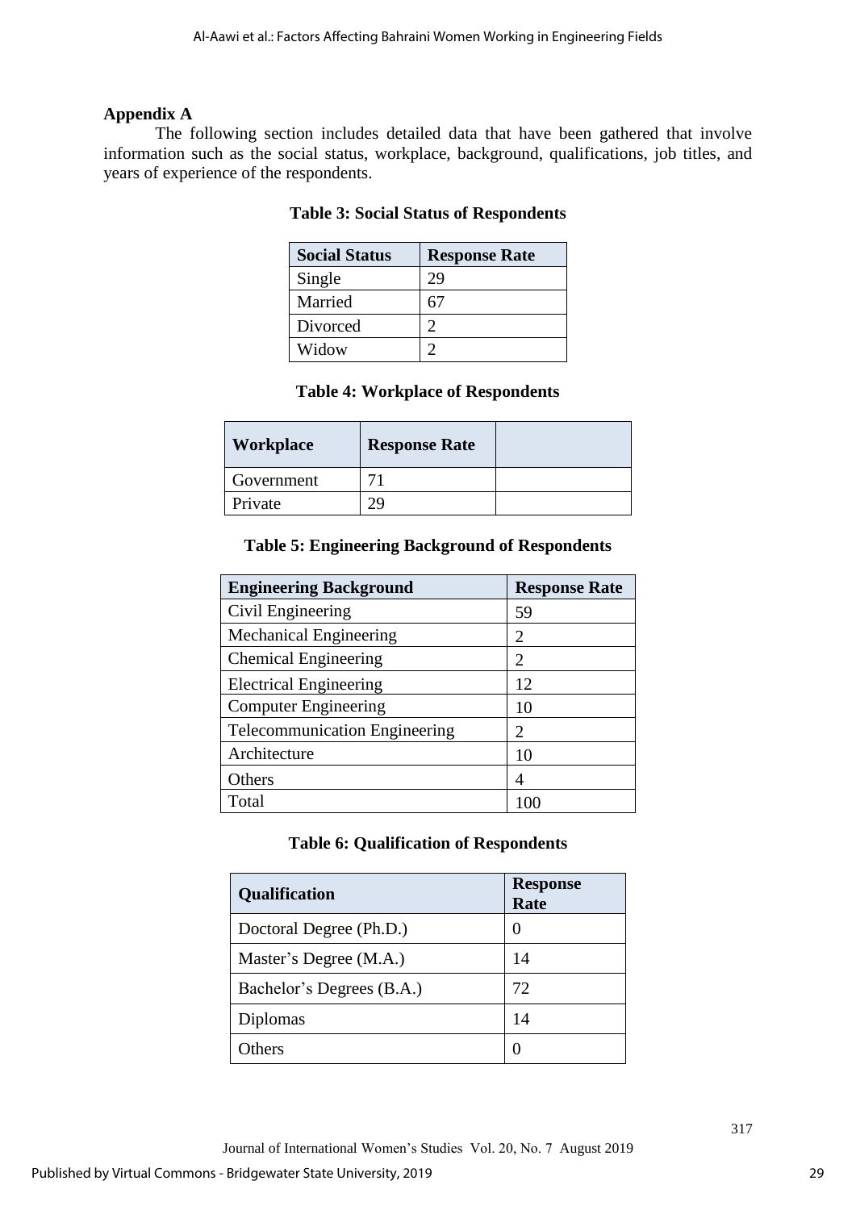**Appendix A**

The following section includes detailed data that have been gathered that involve information such as the social status, workplace, background, qualifications, job titles, and years of experience of the respondents.

**Table 3: Social Status of Respondents**

| Social Status | Response Rate |
|---|---|
| Single | 29 |
| Married | 67 |
| Divorced | 2 |
| Widow | 2 |

**Table 4: Workplace of Respondents**

| Workplace | Response Rate | |
|---|---|---|
| Government | 71 | |
| Private | 29 | |

**Table 5: Engineering Background of Respondents**

| Engineering Background | Response Rate |
|---|---|
| Civil Engineering | 59 |
| Mechanical Engineering | 2 |
| Chemical Engineering | 2 |
| Electrical Engineering | 12 |
| Computer Engineering | 10 |
| Telecommunication Engineering | 2 |
| Architecture | 10 |
| Others | 4 |
| Total | 100 |

**Table 6: Qualification of Respondents**

| Qualification | Response Rate |
|---|---|
| Doctoral Degree (Ph.D.) | 0 |
| Master's Degree (M.A.) | 14 |
| Bachelor's Degrees (B.A.) | 72 |
| Diplomas | 14 |
| Others | 0 |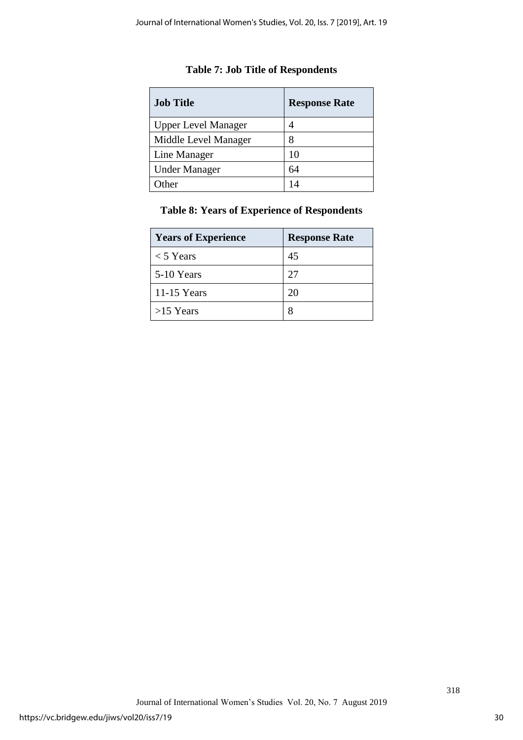**Table 7: Job Title of Respondents**

| Job Title | Response Rate |
|---|---|
| Upper Level Manager | 4 |
| Middle Level Manager | 8 |
| Line Manager | 10 |
| Under Manager | 64 |
| Other | 14 |

**Table 8: Years of Experience of Respondents**

| Years of Experience | Response Rate |
|---|---|
| < 5 Years | 45 |
| 5-10 Years | 27 |
| 11-15 Years | 20 |
| >15 Years | 8 |